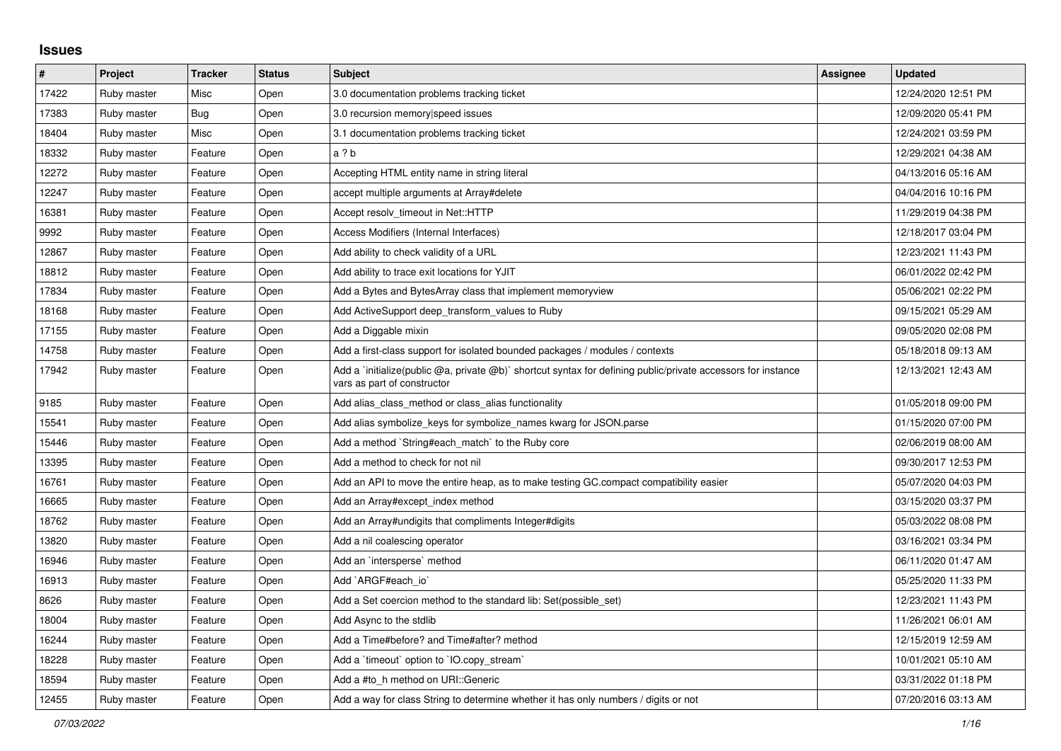## Issues

| # | Project | Tracker | Status | Subject | Assignee | Updated |
|---|---|---|---|---|---|---|
| 17422 | Ruby master | Misc | Open | 3.0 documentation problems tracking ticket | | 12/24/2020 12:51 PM |
| 17383 | Ruby master | Bug | Open | 3.0 recursion memory\|speed issues | | 12/09/2020 05:41 PM |
| 18404 | Ruby master | Misc | Open | 3.1 documentation problems tracking ticket | | 12/24/2021 03:59 PM |
| 18332 | Ruby master | Feature | Open | a ? b | | 12/29/2021 04:38 AM |
| 12272 | Ruby master | Feature | Open | Accepting HTML entity name in string literal | | 04/13/2016 05:16 AM |
| 12247 | Ruby master | Feature | Open | accept multiple arguments at Array#delete | | 04/04/2016 10:16 PM |
| 16381 | Ruby master | Feature | Open | Accept resolv_timeout in Net::HTTP | | 11/29/2019 04:38 PM |
| 9992 | Ruby master | Feature | Open | Access Modifiers (Internal Interfaces) | | 12/18/2017 03:04 PM |
| 12867 | Ruby master | Feature | Open | Add ability to check validity of a URL | | 12/23/2021 11:43 PM |
| 18812 | Ruby master | Feature | Open | Add ability to trace exit locations for YJIT | | 06/01/2022 02:42 PM |
| 17834 | Ruby master | Feature | Open | Add a Bytes and BytesArray class that implement memoryview | | 05/06/2021 02:22 PM |
| 18168 | Ruby master | Feature | Open | Add ActiveSupport deep_transform_values to Ruby | | 09/15/2021 05:29 AM |
| 17155 | Ruby master | Feature | Open | Add a Diggable mixin | | 09/05/2020 02:08 PM |
| 14758 | Ruby master | Feature | Open | Add a first-class support for isolated bounded packages / modules / contexts | | 05/18/2018 09:13 AM |
| 17942 | Ruby master | Feature | Open | Add a `initialize(public @a, private @b)` shortcut syntax for defining public/private accessors for instance vars as part of constructor | | 12/13/2021 12:43 AM |
| 9185 | Ruby master | Feature | Open | Add alias_class_method or class_alias functionality | | 01/05/2018 09:00 PM |
| 15541 | Ruby master | Feature | Open | Add alias symbolize_keys for symbolize_names kwarg for JSON.parse | | 01/15/2020 07:00 PM |
| 15446 | Ruby master | Feature | Open | Add a method `String#each_match` to the Ruby core | | 02/06/2019 08:00 AM |
| 13395 | Ruby master | Feature | Open | Add a method to check for not nil | | 09/30/2017 12:53 PM |
| 16761 | Ruby master | Feature | Open | Add an API to move the entire heap, as to make testing GC.compact compatibility easier | | 05/07/2020 04:03 PM |
| 16665 | Ruby master | Feature | Open | Add an Array#except_index method | | 03/15/2020 03:37 PM |
| 18762 | Ruby master | Feature | Open | Add an Array#undigits that compliments Integer#digits | | 05/03/2022 08:08 PM |
| 13820 | Ruby master | Feature | Open | Add a nil coalescing operator | | 03/16/2021 03:34 PM |
| 16946 | Ruby master | Feature | Open | Add an `intersperse` method | | 06/11/2020 01:47 AM |
| 16913 | Ruby master | Feature | Open | Add `ARGF#each_io` | | 05/25/2020 11:33 PM |
| 8626 | Ruby master | Feature | Open | Add a Set coercion method to the standard lib: Set(possible_set) | | 12/23/2021 11:43 PM |
| 18004 | Ruby master | Feature | Open | Add Async to the stdlib | | 11/26/2021 06:01 AM |
| 16244 | Ruby master | Feature | Open | Add a Time#before? and Time#after? method | | 12/15/2019 12:59 AM |
| 18228 | Ruby master | Feature | Open | Add a `timeout` option to `IO.copy_stream` | | 10/01/2021 05:10 AM |
| 18594 | Ruby master | Feature | Open | Add a #to_h method on URI::Generic | | 03/31/2022 01:18 PM |
| 12455 | Ruby master | Feature | Open | Add a way for class String to determine whether it has only numbers / digits or not | | 07/20/2016 03:13 AM |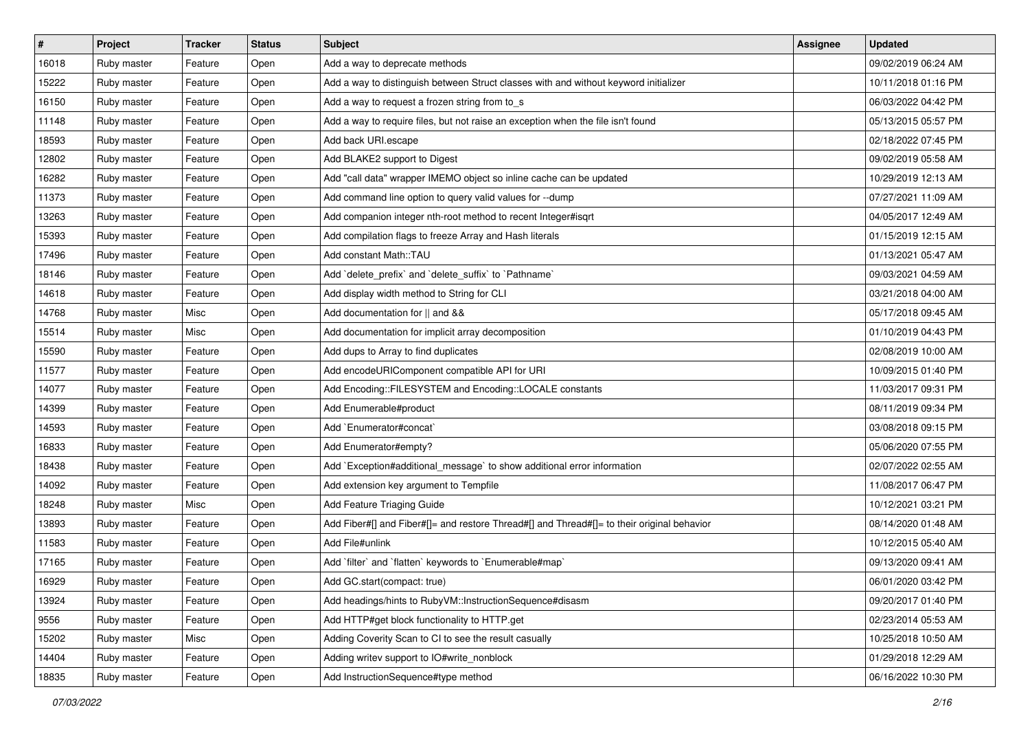| # | Project | Tracker | Status | Subject | Assignee | Updated |
|---|---|---|---|---|---|---|
| 16018 | Ruby master | Feature | Open | Add a way to deprecate methods | | 09/02/2019 06:24 AM |
| 15222 | Ruby master | Feature | Open | Add a way to distinguish between Struct classes with and without keyword initializer | | 10/11/2018 01:16 PM |
| 16150 | Ruby master | Feature | Open | Add a way to request a frozen string from to_s | | 06/03/2022 04:42 PM |
| 11148 | Ruby master | Feature | Open | Add a way to require files, but not raise an exception when the file isn't found | | 05/13/2015 05:57 PM |
| 18593 | Ruby master | Feature | Open | Add back URI.escape | | 02/18/2022 07:45 PM |
| 12802 | Ruby master | Feature | Open | Add BLAKE2 support to Digest | | 09/02/2019 05:58 AM |
| 16282 | Ruby master | Feature | Open | Add "call data" wrapper IMEMO object so inline cache can be updated | | 10/29/2019 12:13 AM |
| 11373 | Ruby master | Feature | Open | Add command line option to query valid values for --dump | | 07/27/2021 11:09 AM |
| 13263 | Ruby master | Feature | Open | Add companion integer nth-root method to recent Integer#isqrt | | 04/05/2017 12:49 AM |
| 15393 | Ruby master | Feature | Open | Add compilation flags to freeze Array and Hash literals | | 01/15/2019 12:15 AM |
| 17496 | Ruby master | Feature | Open | Add constant Math::TAU | | 01/13/2021 05:47 AM |
| 18146 | Ruby master | Feature | Open | Add `delete_prefix` and `delete_suffix` to `Pathname` | | 09/03/2021 04:59 AM |
| 14618 | Ruby master | Feature | Open | Add display width method to String for CLI | | 03/21/2018 04:00 AM |
| 14768 | Ruby master | Misc | Open | Add documentation for \|\| and && | | 05/17/2018 09:45 AM |
| 15514 | Ruby master | Misc | Open | Add documentation for implicit array decomposition | | 01/10/2019 04:43 PM |
| 15590 | Ruby master | Feature | Open | Add dups to Array to find duplicates | | 02/08/2019 10:00 AM |
| 11577 | Ruby master | Feature | Open | Add encodeURIComponent compatible API for URI | | 10/09/2015 01:40 PM |
| 14077 | Ruby master | Feature | Open | Add Encoding::FILESYSTEM and Encoding::LOCALE constants | | 11/03/2017 09:31 PM |
| 14399 | Ruby master | Feature | Open | Add Enumerable#product | | 08/11/2019 09:34 PM |
| 14593 | Ruby master | Feature | Open | Add `Enumerator#concat` | | 03/08/2018 09:15 PM |
| 16833 | Ruby master | Feature | Open | Add Enumerator#empty? | | 05/06/2020 07:55 PM |
| 18438 | Ruby master | Feature | Open | Add `Exception#additional_message` to show additional error information | | 02/07/2022 02:55 AM |
| 14092 | Ruby master | Feature | Open | Add extension key argument to Tempfile | | 11/08/2017 06:47 PM |
| 18248 | Ruby master | Misc | Open | Add Feature Triaging Guide | | 10/12/2021 03:21 PM |
| 13893 | Ruby master | Feature | Open | Add Fiber#[] and Fiber#[]= and restore Thread#[] and Thread#[]= to their original behavior | | 08/14/2020 01:48 AM |
| 11583 | Ruby master | Feature | Open | Add File#unlink | | 10/12/2015 05:40 AM |
| 17165 | Ruby master | Feature | Open | Add `filter` and `flatten` keywords to `Enumerable#map` | | 09/13/2020 09:41 AM |
| 16929 | Ruby master | Feature | Open | Add GC.start(compact: true) | | 06/01/2020 03:42 PM |
| 13924 | Ruby master | Feature | Open | Add headings/hints to RubyVM::InstructionSequence#disasm | | 09/20/2017 01:40 PM |
| 9556 | Ruby master | Feature | Open | Add HTTP#get block functionality to HTTP.get | | 02/23/2014 05:53 AM |
| 15202 | Ruby master | Misc | Open | Adding Coverity Scan to CI to see the result casually | | 10/25/2018 10:50 AM |
| 14404 | Ruby master | Feature | Open | Adding writev support to IO#write_nonblock | | 01/29/2018 12:29 AM |
| 18835 | Ruby master | Feature | Open | Add InstructionSequence#type method | | 06/16/2022 10:30 PM |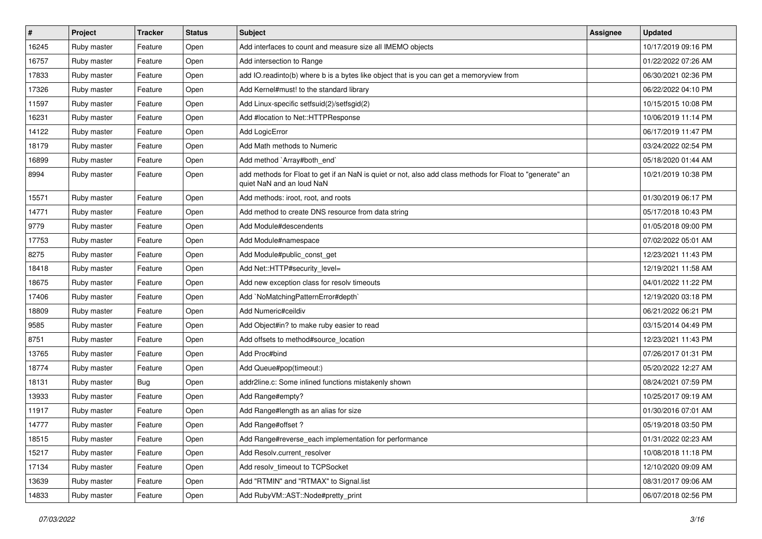| # | Project | Tracker | Status | Subject | Assignee | Updated |
|---|---|---|---|---|---|---|
| 16245 | Ruby master | Feature | Open | Add interfaces to count and measure size all IMEMO objects | | 10/17/2019 09:16 PM |
| 16757 | Ruby master | Feature | Open | Add intersection to Range | | 01/22/2022 07:26 AM |
| 17833 | Ruby master | Feature | Open | add IO.readinto(b) where b is a bytes like object that is you can get a memoryview from | | 06/30/2021 02:36 PM |
| 17326 | Ruby master | Feature | Open | Add Kernel#must! to the standard library | | 06/22/2022 04:10 PM |
| 11597 | Ruby master | Feature | Open | Add Linux-specific setfsuid(2)/setfsgid(2) | | 10/15/2015 10:08 PM |
| 16231 | Ruby master | Feature | Open | Add #location to Net::HTTPResponse | | 10/06/2019 11:14 PM |
| 14122 | Ruby master | Feature | Open | Add LogicError | | 06/17/2019 11:47 PM |
| 18179 | Ruby master | Feature | Open | Add Math methods to Numeric | | 03/24/2022 02:54 PM |
| 16899 | Ruby master | Feature | Open | Add method `Array#both_end` | | 05/18/2020 01:44 AM |
| 8994 | Ruby master | Feature | Open | add methods for Float to get if an NaN is quiet or not, also add class methods for Float to "generate" an quiet NaN and an loud NaN | | 10/21/2019 10:38 PM |
| 15571 | Ruby master | Feature | Open | Add methods: iroot, root, and roots | | 01/30/2019 06:17 PM |
| 14771 | Ruby master | Feature | Open | Add method to create DNS resource from data string | | 05/17/2018 10:43 PM |
| 9779 | Ruby master | Feature | Open | Add Module#descendents | | 01/05/2018 09:00 PM |
| 17753 | Ruby master | Feature | Open | Add Module#namespace | | 07/02/2022 05:01 AM |
| 8275 | Ruby master | Feature | Open | Add Module#public_const_get | | 12/23/2021 11:43 PM |
| 18418 | Ruby master | Feature | Open | Add Net::HTTP#security_level= | | 12/19/2021 11:58 AM |
| 18675 | Ruby master | Feature | Open | Add new exception class for resolv timeouts | | 04/01/2022 11:22 PM |
| 17406 | Ruby master | Feature | Open | Add `NoMatchingPatternError#depth` | | 12/19/2020 03:18 PM |
| 18809 | Ruby master | Feature | Open | Add Numeric#ceildiv | | 06/21/2022 06:21 PM |
| 9585 | Ruby master | Feature | Open | Add Object#in? to make ruby easier to read | | 03/15/2014 04:49 PM |
| 8751 | Ruby master | Feature | Open | Add offsets to method#source_location | | 12/23/2021 11:43 PM |
| 13765 | Ruby master | Feature | Open | Add Proc#bind | | 07/26/2017 01:31 PM |
| 18774 | Ruby master | Feature | Open | Add Queue#pop(timeout:) | | 05/20/2022 12:27 AM |
| 18131 | Ruby master | Bug | Open | addr2line.c: Some inlined functions mistakenly shown | | 08/24/2021 07:59 PM |
| 13933 | Ruby master | Feature | Open | Add Range#empty? | | 10/25/2017 09:19 AM |
| 11917 | Ruby master | Feature | Open | Add Range#length as an alias for size | | 01/30/2016 07:01 AM |
| 14777 | Ruby master | Feature | Open | Add Range#offset ? | | 05/19/2018 03:50 PM |
| 18515 | Ruby master | Feature | Open | Add Range#reverse_each implementation for performance | | 01/31/2022 02:23 AM |
| 15217 | Ruby master | Feature | Open | Add Resolv.current_resolver | | 10/08/2018 11:18 PM |
| 17134 | Ruby master | Feature | Open | Add resolv_timeout to TCPSocket | | 12/10/2020 09:09 AM |
| 13639 | Ruby master | Feature | Open | Add "RTMIN" and "RTMAX" to Signal.list | | 08/31/2017 09:06 AM |
| 14833 | Ruby master | Feature | Open | Add RubyVM::AST::Node#pretty_print | | 06/07/2018 02:56 PM |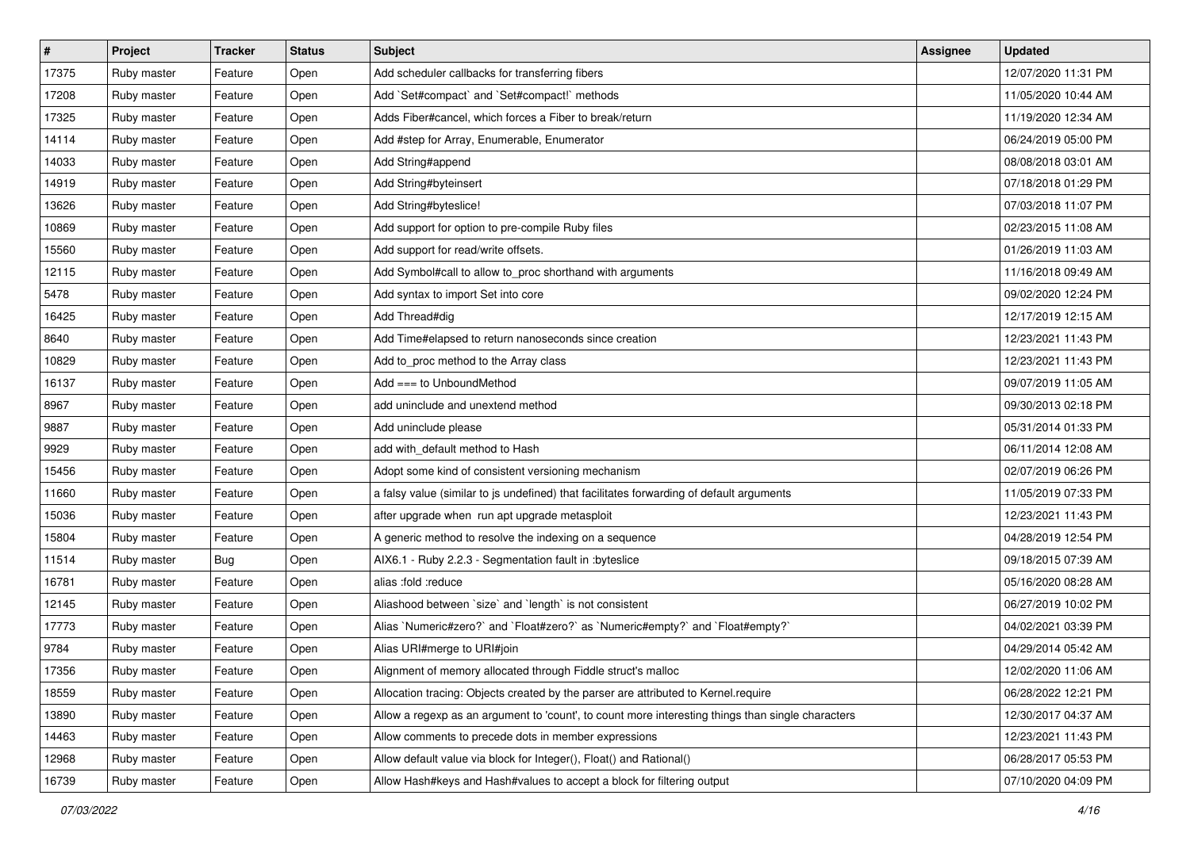| # | Project | Tracker | Status | Subject | Assignee | Updated |
|---|---|---|---|---|---|---|
| 17375 | Ruby master | Feature | Open | Add scheduler callbacks for transferring fibers | | 12/07/2020 11:31 PM |
| 17208 | Ruby master | Feature | Open | Add `Set#compact` and `Set#compact!` methods | | 11/05/2020 10:44 AM |
| 17325 | Ruby master | Feature | Open | Adds Fiber#cancel, which forces a Fiber to break/return | | 11/19/2020 12:34 AM |
| 14114 | Ruby master | Feature | Open | Add #step for Array, Enumerable, Enumerator | | 06/24/2019 05:00 PM |
| 14033 | Ruby master | Feature | Open | Add String#append | | 08/08/2018 03:01 AM |
| 14919 | Ruby master | Feature | Open | Add String#byteinsert | | 07/18/2018 01:29 PM |
| 13626 | Ruby master | Feature | Open | Add String#byteslice! | | 07/03/2018 11:07 PM |
| 10869 | Ruby master | Feature | Open | Add support for option to pre-compile Ruby files | | 02/23/2015 11:08 AM |
| 15560 | Ruby master | Feature | Open | Add support for read/write offsets. | | 01/26/2019 11:03 AM |
| 12115 | Ruby master | Feature | Open | Add Symbol#call to allow to_proc shorthand with arguments | | 11/16/2018 09:49 AM |
| 5478 | Ruby master | Feature | Open | Add syntax to import Set into core | | 09/02/2020 12:24 PM |
| 16425 | Ruby master | Feature | Open | Add Thread#dig | | 12/17/2019 12:15 AM |
| 8640 | Ruby master | Feature | Open | Add Time#elapsed to return nanoseconds since creation | | 12/23/2021 11:43 PM |
| 10829 | Ruby master | Feature | Open | Add to_proc method to the Array class | | 12/23/2021 11:43 PM |
| 16137 | Ruby master | Feature | Open | Add === to UnboundMethod | | 09/07/2019 11:05 AM |
| 8967 | Ruby master | Feature | Open | add uninclude and unextend method | | 09/30/2013 02:18 PM |
| 9887 | Ruby master | Feature | Open | Add uninclude please | | 05/31/2014 01:33 PM |
| 9929 | Ruby master | Feature | Open | add with_default method to Hash | | 06/11/2014 12:08 AM |
| 15456 | Ruby master | Feature | Open | Adopt some kind of consistent versioning mechanism | | 02/07/2019 06:26 PM |
| 11660 | Ruby master | Feature | Open | a falsy value (similar to js undefined) that facilitates forwarding of default arguments | | 11/05/2019 07:33 PM |
| 15036 | Ruby master | Feature | Open | after upgrade when run apt upgrade metasploit | | 12/23/2021 11:43 PM |
| 15804 | Ruby master | Feature | Open | A generic method to resolve the indexing on a sequence | | 04/28/2019 12:54 PM |
| 11514 | Ruby master | Bug | Open | AIX6.1 - Ruby 2.2.3 - Segmentation fault in :byteslice | | 09/18/2015 07:39 AM |
| 16781 | Ruby master | Feature | Open | alias :fold :reduce | | 05/16/2020 08:28 AM |
| 12145 | Ruby master | Feature | Open | Aliashood between `size` and `length` is not consistent | | 06/27/2019 10:02 PM |
| 17773 | Ruby master | Feature | Open | Alias `Numeric#zero?` and `Float#zero?` as `Numeric#empty?` and `Float#empty?` | | 04/02/2021 03:39 PM |
| 9784 | Ruby master | Feature | Open | Alias URI#merge to URI#join | | 04/29/2014 05:42 AM |
| 17356 | Ruby master | Feature | Open | Alignment of memory allocated through Fiddle struct's malloc | | 12/02/2020 11:06 AM |
| 18559 | Ruby master | Feature | Open | Allocation tracing: Objects created by the parser are attributed to Kernel.require | | 06/28/2022 12:21 PM |
| 13890 | Ruby master | Feature | Open | Allow a regexp as an argument to 'count', to count more interesting things than single characters | | 12/30/2017 04:37 AM |
| 14463 | Ruby master | Feature | Open | Allow comments to precede dots in member expressions | | 12/23/2021 11:43 PM |
| 12968 | Ruby master | Feature | Open | Allow default value via block for Integer(), Float() and Rational() | | 06/28/2017 05:53 PM |
| 16739 | Ruby master | Feature | Open | Allow Hash#keys and Hash#values to accept a block for filtering output | | 07/10/2020 04:09 PM |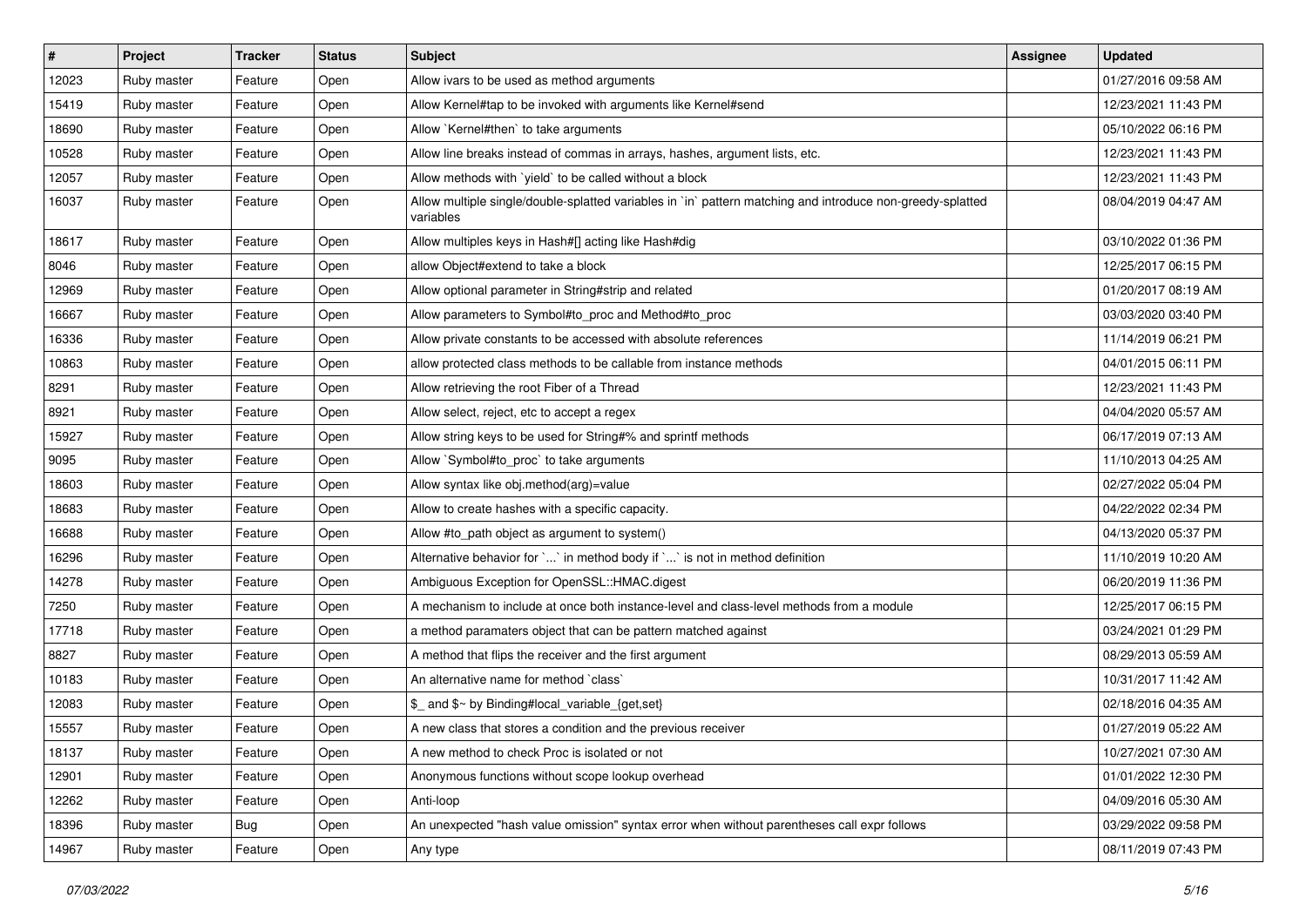| # | Project | Tracker | Status | Subject | Assignee | Updated |
|---|---|---|---|---|---|---|
| 12023 | Ruby master | Feature | Open | Allow ivars to be used as method arguments | | 01/27/2016 09:58 AM |
| 15419 | Ruby master | Feature | Open | Allow Kernel#tap to be invoked with arguments like Kernel#send | | 12/23/2021 11:43 PM |
| 18690 | Ruby master | Feature | Open | Allow `Kernel#then` to take arguments | | 05/10/2022 06:16 PM |
| 10528 | Ruby master | Feature | Open | Allow line breaks instead of commas in arrays, hashes, argument lists, etc. | | 12/23/2021 11:43 PM |
| 12057 | Ruby master | Feature | Open | Allow methods with `yield` to be called without a block | | 12/23/2021 11:43 PM |
| 16037 | Ruby master | Feature | Open | Allow multiple single/double-splatted variables in `in` pattern matching and introduce non-greedy-splatted variables | | 08/04/2019 04:47 AM |
| 18617 | Ruby master | Feature | Open | Allow multiples keys in Hash#[] acting like Hash#dig | | 03/10/2022 01:36 PM |
| 8046 | Ruby master | Feature | Open | allow Object#extend to take a block | | 12/25/2017 06:15 PM |
| 12969 | Ruby master | Feature | Open | Allow optional parameter in String#strip and related | | 01/20/2017 08:19 AM |
| 16667 | Ruby master | Feature | Open | Allow parameters to Symbol#to_proc and Method#to_proc | | 03/03/2020 03:40 PM |
| 16336 | Ruby master | Feature | Open | Allow private constants to be accessed with absolute references | | 11/14/2019 06:21 PM |
| 10863 | Ruby master | Feature | Open | allow protected class methods to be callable from instance methods | | 04/01/2015 06:11 PM |
| 8291 | Ruby master | Feature | Open | Allow retrieving the root Fiber of a Thread | | 12/23/2021 11:43 PM |
| 8921 | Ruby master | Feature | Open | Allow select, reject, etc to accept a regex | | 04/04/2020 05:57 AM |
| 15927 | Ruby master | Feature | Open | Allow string keys to be used for String#% and sprintf methods | | 06/17/2019 07:13 AM |
| 9095 | Ruby master | Feature | Open | Allow `Symbol#to_proc` to take arguments | | 11/10/2013 04:25 AM |
| 18603 | Ruby master | Feature | Open | Allow syntax like obj.method(arg)=value | | 02/27/2022 05:04 PM |
| 18683 | Ruby master | Feature | Open | Allow to create hashes with a specific capacity. | | 04/22/2022 02:34 PM |
| 16688 | Ruby master | Feature | Open | Allow #to_path object as argument to system() | | 04/13/2020 05:37 PM |
| 16296 | Ruby master | Feature | Open | Alternative behavior for `...` in method body if `...` is not in method definition | | 11/10/2019 10:20 AM |
| 14278 | Ruby master | Feature | Open | Ambiguous Exception for OpenSSL::HMAC.digest | | 06/20/2019 11:36 PM |
| 7250 | Ruby master | Feature | Open | A mechanism to include at once both instance-level and class-level methods from a module | | 12/25/2017 06:15 PM |
| 17718 | Ruby master | Feature | Open | a method paramaters object that can be pattern matched against | | 03/24/2021 01:29 PM |
| 8827 | Ruby master | Feature | Open | A method that flips the receiver and the first argument | | 08/29/2013 05:59 AM |
| 10183 | Ruby master | Feature | Open | An alternative name for method `class` | | 10/31/2017 11:42 AM |
| 12083 | Ruby master | Feature | Open | $_ and $~ by Binding#local_variable_{get,set} | | 02/18/2016 04:35 AM |
| 15557 | Ruby master | Feature | Open | A new class that stores a condition and the previous receiver | | 01/27/2019 05:22 AM |
| 18137 | Ruby master | Feature | Open | A new method to check Proc is isolated or not | | 10/27/2021 07:30 AM |
| 12901 | Ruby master | Feature | Open | Anonymous functions without scope lookup overhead | | 01/01/2022 12:30 PM |
| 12262 | Ruby master | Feature | Open | Anti-loop | | 04/09/2016 05:30 AM |
| 18396 | Ruby master | Bug | Open | An unexpected "hash value omission" syntax error when without parentheses call expr follows | | 03/29/2022 09:58 PM |
| 14967 | Ruby master | Feature | Open | Any type | | 08/11/2019 07:43 PM |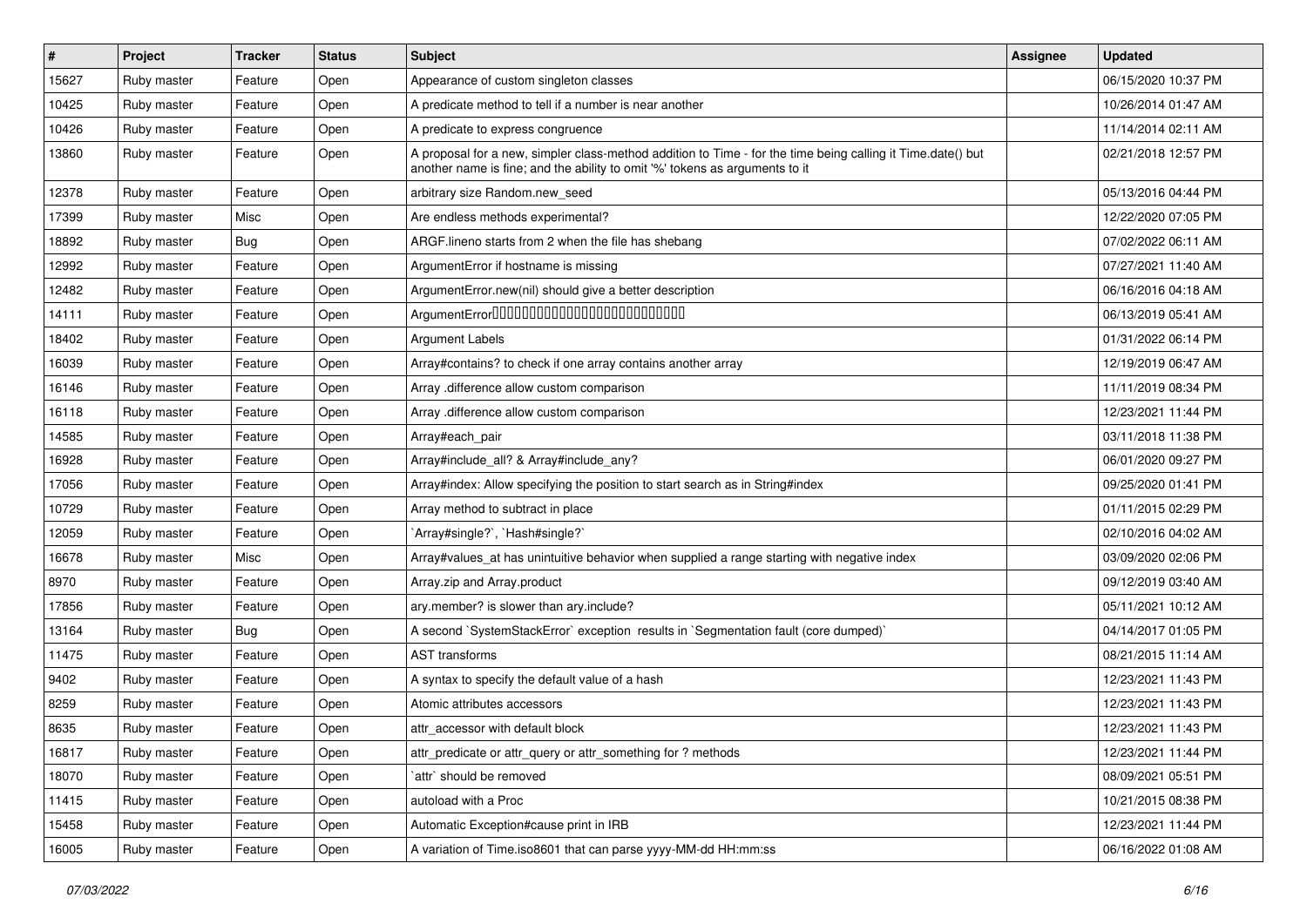| # | Project | Tracker | Status | Subject | Assignee | Updated |
|---|---|---|---|---|---|---|
| 15627 | Ruby master | Feature | Open | Appearance of custom singleton classes | | 06/15/2020 10:37 PM |
| 10425 | Ruby master | Feature | Open | A predicate method to tell if a number is near another | | 10/26/2014 01:47 AM |
| 10426 | Ruby master | Feature | Open | A predicate to express congruence | | 11/14/2014 02:11 AM |
| 13860 | Ruby master | Feature | Open | A proposal for a new, simpler class-method addition to Time - for the time being calling it Time.date() but another name is fine; and the ability to omit '%' tokens as arguments to it | | 02/21/2018 12:57 PM |
| 12378 | Ruby master | Feature | Open | arbitrary size Random.new_seed | | 05/13/2016 04:44 PM |
| 17399 | Ruby master | Misc | Open | Are endless methods experimental? | | 12/22/2020 07:05 PM |
| 18892 | Ruby master | Bug | Open | ARGF.lineno starts from 2 when the file has shebang | | 07/02/2022 06:11 AM |
| 12992 | Ruby master | Feature | Open | ArgumentError if hostname is missing | | 07/27/2021 11:40 AM |
| 12482 | Ruby master | Feature | Open | ArgumentError.new(nil) should give a better description | | 06/16/2016 04:18 AM |
| 14111 | Ruby master | Feature | Open | ArgumentError□□□□□□□□□□□□□□□□□□□□□□□□□□□□ | | 06/13/2019 05:41 AM |
| 18402 | Ruby master | Feature | Open | Argument Labels | | 01/31/2022 06:14 PM |
| 16039 | Ruby master | Feature | Open | Array#contains? to check if one array contains another array | | 12/19/2019 06:47 AM |
| 16146 | Ruby master | Feature | Open | Array .difference allow custom comparison | | 11/11/2019 08:34 PM |
| 16118 | Ruby master | Feature | Open | Array .difference allow custom comparison | | 12/23/2021 11:44 PM |
| 14585 | Ruby master | Feature | Open | Array#each_pair | | 03/11/2018 11:38 PM |
| 16928 | Ruby master | Feature | Open | Array#include_all? & Array#include_any? | | 06/01/2020 09:27 PM |
| 17056 | Ruby master | Feature | Open | Array#index: Allow specifying the position to start search as in String#index | | 09/25/2020 01:41 PM |
| 10729 | Ruby master | Feature | Open | Array method to subtract in place | | 01/11/2015 02:29 PM |
| 12059 | Ruby master | Feature | Open | `Array#single?`, `Hash#single?` | | 02/10/2016 04:02 AM |
| 16678 | Ruby master | Misc | Open | Array#values_at has unintuitive behavior when supplied a range starting with negative index | | 03/09/2020 02:06 PM |
| 8970 | Ruby master | Feature | Open | Array.zip and Array.product | | 09/12/2019 03:40 AM |
| 17856 | Ruby master | Feature | Open | ary.member? is slower than ary.include? | | 05/11/2021 10:12 AM |
| 13164 | Ruby master | Bug | Open | A second `SystemStackError` exception results in `Segmentation fault (core dumped)` | | 04/14/2017 01:05 PM |
| 11475 | Ruby master | Feature | Open | AST transforms | | 08/21/2015 11:14 AM |
| 9402 | Ruby master | Feature | Open | A syntax to specify the default value of a hash | | 12/23/2021 11:43 PM |
| 8259 | Ruby master | Feature | Open | Atomic attributes accessors | | 12/23/2021 11:43 PM |
| 8635 | Ruby master | Feature | Open | attr_accessor with default block | | 12/23/2021 11:43 PM |
| 16817 | Ruby master | Feature | Open | attr_predicate or attr_query or attr_something for ? methods | | 12/23/2021 11:44 PM |
| 18070 | Ruby master | Feature | Open | `attr` should be removed | | 08/09/2021 05:51 PM |
| 11415 | Ruby master | Feature | Open | autoload with a Proc | | 10/21/2015 08:38 PM |
| 15458 | Ruby master | Feature | Open | Automatic Exception#cause print in IRB | | 12/23/2021 11:44 PM |
| 16005 | Ruby master | Feature | Open | A variation of Time.iso8601 that can parse yyyy-MM-dd HH:mm:ss | | 06/16/2022 01:08 AM |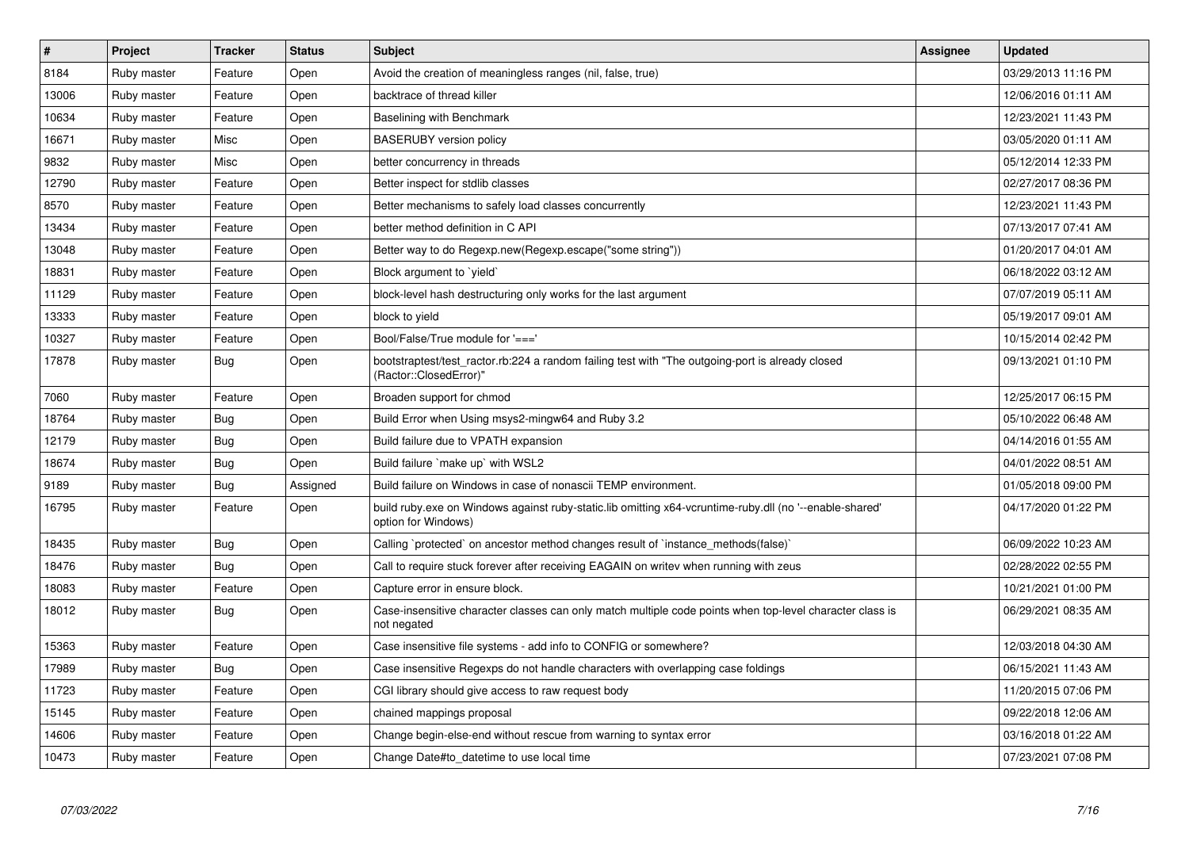| # | Project | Tracker | Status | Subject | Assignee | Updated |
|---|---|---|---|---|---|---|
| 8184 | Ruby master | Feature | Open | Avoid the creation of meaningless ranges (nil, false, true) | | 03/29/2013 11:16 PM |
| 13006 | Ruby master | Feature | Open | backtrace of thread killer | | 12/06/2016 01:11 AM |
| 10634 | Ruby master | Feature | Open | Baselining with Benchmark | | 12/23/2021 11:43 PM |
| 16671 | Ruby master | Misc | Open | BASERUBY version policy | | 03/05/2020 01:11 AM |
| 9832 | Ruby master | Misc | Open | better concurrency in threads | | 05/12/2014 12:33 PM |
| 12790 | Ruby master | Feature | Open | Better inspect for stdlib classes | | 02/27/2017 08:36 PM |
| 8570 | Ruby master | Feature | Open | Better mechanisms to safely load classes concurrently | | 12/23/2021 11:43 PM |
| 13434 | Ruby master | Feature | Open | better method definition in C API | | 07/13/2017 07:41 AM |
| 13048 | Ruby master | Feature | Open | Better way to do Regexp.new(Regexp.escape("some string")) | | 01/20/2017 04:01 AM |
| 18831 | Ruby master | Feature | Open | Block argument to `yield` | | 06/18/2022 03:12 AM |
| 11129 | Ruby master | Feature | Open | block-level hash destructuring only works for the last argument | | 07/07/2019 05:11 AM |
| 13333 | Ruby master | Feature | Open | block to yield | | 05/19/2017 09:01 AM |
| 10327 | Ruby master | Feature | Open | Bool/False/True module for '===' | | 10/15/2014 02:42 PM |
| 17878 | Ruby master | Bug | Open | bootstraptest/test_ractor.rb:224 a random failing test with "The outgoing-port is already closed (Ractor::ClosedError)" | | 09/13/2021 01:10 PM |
| 7060 | Ruby master | Feature | Open | Broaden support for chmod | | 12/25/2017 06:15 PM |
| 18764 | Ruby master | Bug | Open | Build Error when Using msys2-mingw64 and Ruby 3.2 | | 05/10/2022 06:48 AM |
| 12179 | Ruby master | Bug | Open | Build failure due to VPATH expansion | | 04/14/2016 01:55 AM |
| 18674 | Ruby master | Bug | Open | Build failure `make up` with WSL2 | | 04/01/2022 08:51 AM |
| 9189 | Ruby master | Bug | Assigned | Build failure on Windows in case of nonascii TEMP environment. | | 01/05/2018 09:00 PM |
| 16795 | Ruby master | Feature | Open | build ruby.exe on Windows against ruby-static.lib omitting x64-vcruntime-ruby.dll (no '--enable-shared' option for Windows) | | 04/17/2020 01:22 PM |
| 18435 | Ruby master | Bug | Open | Calling `protected` on ancestor method changes result of `instance_methods(false)` | | 06/09/2022 10:23 AM |
| 18476 | Ruby master | Bug | Open | Call to require stuck forever after receiving EAGAIN on writev when running with zeus | | 02/28/2022 02:55 PM |
| 18083 | Ruby master | Feature | Open | Capture error in ensure block. | | 10/21/2021 01:00 PM |
| 18012 | Ruby master | Bug | Open | Case-insensitive character classes can only match multiple code points when top-level character class is not negated | | 06/29/2021 08:35 AM |
| 15363 | Ruby master | Feature | Open | Case insensitive file systems - add info to CONFIG or somewhere? | | 12/03/2018 04:30 AM |
| 17989 | Ruby master | Bug | Open | Case insensitive Regexps do not handle characters with overlapping case foldings | | 06/15/2021 11:43 AM |
| 11723 | Ruby master | Feature | Open | CGI library should give access to raw request body | | 11/20/2015 07:06 PM |
| 15145 | Ruby master | Feature | Open | chained mappings proposal | | 09/22/2018 12:06 AM |
| 14606 | Ruby master | Feature | Open | Change begin-else-end without rescue from warning to syntax error | | 03/16/2018 01:22 AM |
| 10473 | Ruby master | Feature | Open | Change Date#to_datetime to use local time | | 07/23/2021 07:08 PM |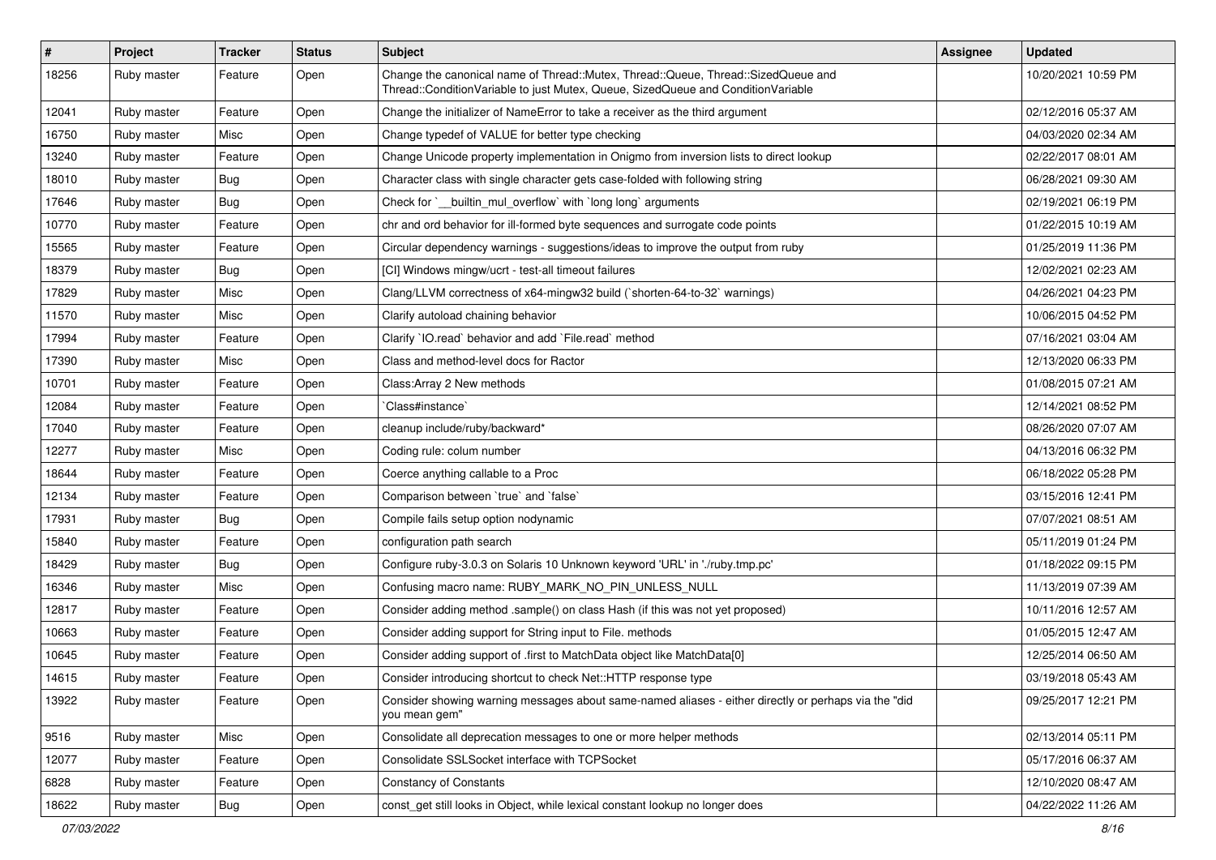| # | Project | Tracker | Status | Subject | Assignee | Updated |
|---|---|---|---|---|---|---|
| 18256 | Ruby master | Feature | Open | Change the canonical name of Thread::Mutex, Thread::Queue, Thread::SizedQueue and Thread::ConditionVariable to just Mutex, Queue, SizedQueue and ConditionVariable | | 10/20/2021 10:59 PM |
| 12041 | Ruby master | Feature | Open | Change the initializer of NameError to take a receiver as the third argument | | 02/12/2016 05:37 AM |
| 16750 | Ruby master | Misc | Open | Change typedef of VALUE for better type checking | | 04/03/2020 02:34 AM |
| 13240 | Ruby master | Feature | Open | Change Unicode property implementation in Onigmo from inversion lists to direct lookup | | 02/22/2017 08:01 AM |
| 18010 | Ruby master | Bug | Open | Character class with single character gets case-folded with following string | | 06/28/2021 09:30 AM |
| 17646 | Ruby master | Bug | Open | Check for `__builtin_mul_overflow` with `long long` arguments | | 02/19/2021 06:19 PM |
| 10770 | Ruby master | Feature | Open | chr and ord behavior for ill-formed byte sequences and surrogate code points | | 01/22/2015 10:19 AM |
| 15565 | Ruby master | Feature | Open | Circular dependency warnings - suggestions/ideas to improve the output from ruby | | 01/25/2019 11:36 PM |
| 18379 | Ruby master | Bug | Open | [CI] Windows mingw/ucrt - test-all timeout failures | | 12/02/2021 02:23 AM |
| 17829 | Ruby master | Misc | Open | Clang/LLVM correctness of x64-mingw32 build (`shorten-64-to-32` warnings) | | 04/26/2021 04:23 PM |
| 11570 | Ruby master | Misc | Open | Clarify autoload chaining behavior | | 10/06/2015 04:52 PM |
| 17994 | Ruby master | Feature | Open | Clarify `IO.read` behavior and add `File.read` method | | 07/16/2021 03:04 AM |
| 17390 | Ruby master | Misc | Open | Class and method-level docs for Ractor | | 12/13/2020 06:33 PM |
| 10701 | Ruby master | Feature | Open | Class:Array 2 New methods | | 01/08/2015 07:21 AM |
| 12084 | Ruby master | Feature | Open | `Class#instance` | | 12/14/2021 08:52 PM |
| 17040 | Ruby master | Feature | Open | cleanup include/ruby/backward* | | 08/26/2020 07:07 AM |
| 12277 | Ruby master | Misc | Open | Coding rule: colum number | | 04/13/2016 06:32 PM |
| 18644 | Ruby master | Feature | Open | Coerce anything callable to a Proc | | 06/18/2022 05:28 PM |
| 12134 | Ruby master | Feature | Open | Comparison between `true` and `false` | | 03/15/2016 12:41 PM |
| 17931 | Ruby master | Bug | Open | Compile fails setup option nodynamic | | 07/07/2021 08:51 AM |
| 15840 | Ruby master | Feature | Open | configuration path search | | 05/11/2019 01:24 PM |
| 18429 | Ruby master | Bug | Open | Configure ruby-3.0.3 on Solaris 10 Unknown keyword 'URL' in './ruby.tmp.pc' | | 01/18/2022 09:15 PM |
| 16346 | Ruby master | Misc | Open | Confusing macro name: RUBY_MARK_NO_PIN_UNLESS_NULL | | 11/13/2019 07:39 AM |
| 12817 | Ruby master | Feature | Open | Consider adding method .sample() on class Hash (if this was not yet proposed) | | 10/11/2016 12:57 AM |
| 10663 | Ruby master | Feature | Open | Consider adding support for String input to File. methods | | 01/05/2015 12:47 AM |
| 10645 | Ruby master | Feature | Open | Consider adding support of .first to MatchData object like MatchData[0] | | 12/25/2014 06:50 AM |
| 14615 | Ruby master | Feature | Open | Consider introducing shortcut to check Net::HTTP response type | | 03/19/2018 05:43 AM |
| 13922 | Ruby master | Feature | Open | Consider showing warning messages about same-named aliases - either directly or perhaps via the "did you mean gem" | | 09/25/2017 12:21 PM |
| 9516 | Ruby master | Misc | Open | Consolidate all deprecation messages to one or more helper methods | | 02/13/2014 05:11 PM |
| 12077 | Ruby master | Feature | Open | Consolidate SSLSocket interface with TCPSocket | | 05/17/2016 06:37 AM |
| 6828 | Ruby master | Feature | Open | Constancy of Constants | | 12/10/2020 08:47 AM |
| 18622 | Ruby master | Bug | Open | const_get still looks in Object, while lexical constant lookup no longer does | | 04/22/2022 11:26 AM |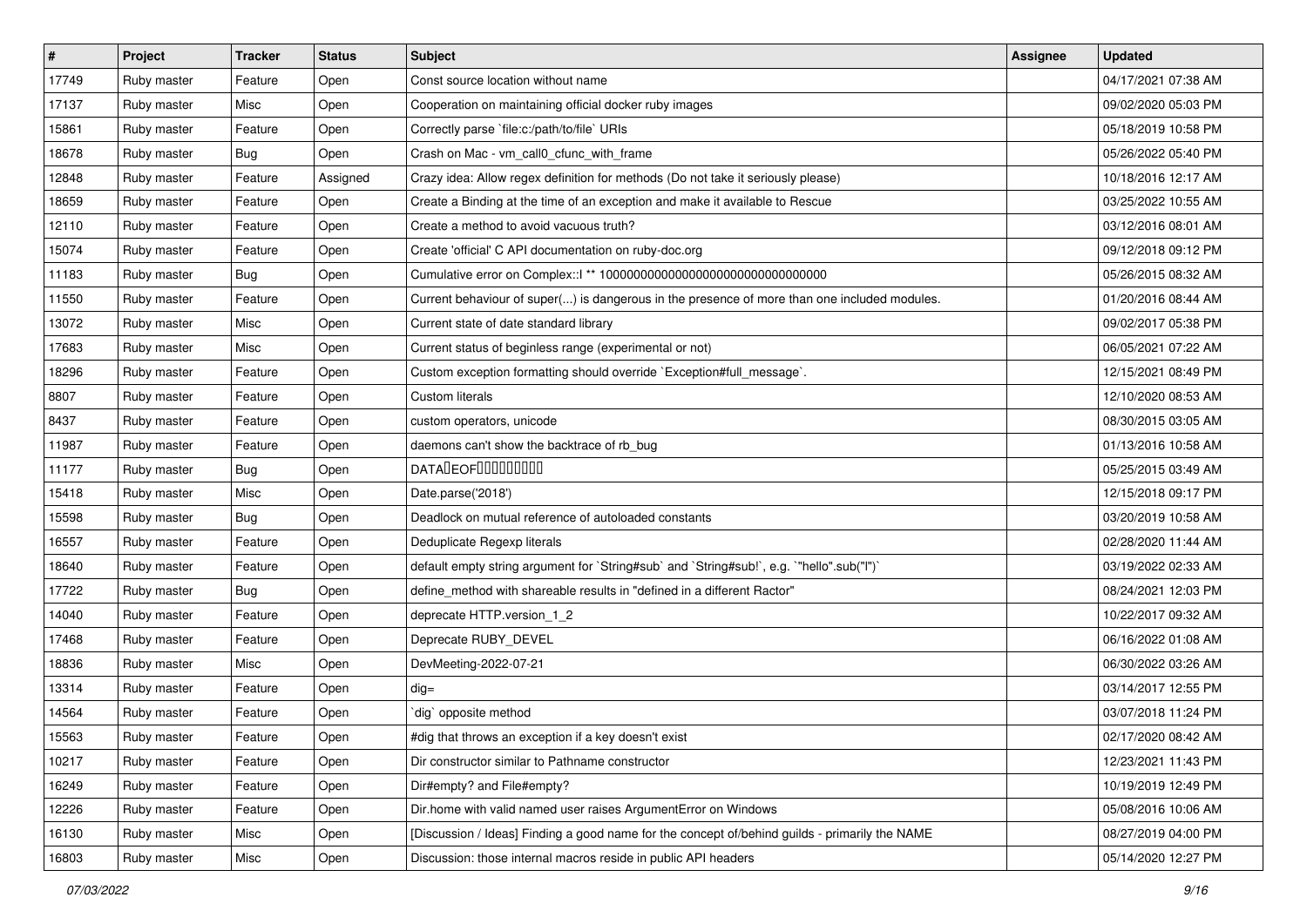| # | Project | Tracker | Status | Subject | Assignee | Updated |
|---|---|---|---|---|---|---|
| 17749 | Ruby master | Feature | Open | Const source location without name | | 04/17/2021 07:38 AM |
| 17137 | Ruby master | Misc | Open | Cooperation on maintaining official docker ruby images | | 09/02/2020 05:03 PM |
| 15861 | Ruby master | Feature | Open | Correctly parse `file:c:/path/to/file` URIs | | 05/18/2019 10:58 PM |
| 18678 | Ruby master | Bug | Open | Crash on Mac - vm_call0_cfunc_with_frame | | 05/26/2022 05:40 PM |
| 12848 | Ruby master | Feature | Assigned | Crazy idea: Allow regex definition for methods (Do not take it seriously please) | | 10/18/2016 12:17 AM |
| 18659 | Ruby master | Feature | Open | Create a Binding at the time of an exception and make it available to Rescue | | 03/25/2022 10:55 AM |
| 12110 | Ruby master | Feature | Open | Create a method to avoid vacuous truth? | | 03/12/2016 08:01 AM |
| 15074 | Ruby master | Feature | Open | Create 'official' C API documentation on ruby-doc.org | | 09/12/2018 09:12 PM |
| 11183 | Ruby master | Bug | Open | Cumulative error on Complex::I ** 100000000000000000000000000000000 | | 05/26/2015 08:32 AM |
| 11550 | Ruby master | Feature | Open | Current behaviour of super(...) is dangerous in the presence of more than one included modules. | | 01/20/2016 08:44 AM |
| 13072 | Ruby master | Misc | Open | Current state of date standard library | | 09/02/2017 05:38 PM |
| 17683 | Ruby master | Misc | Open | Current status of beginless range (experimental or not) | | 06/05/2021 07:22 AM |
| 18296 | Ruby master | Feature | Open | Custom exception formatting should override `Exception#full_message`. | | 12/15/2021 08:49 PM |
| 8807 | Ruby master | Feature | Open | Custom literals | | 12/10/2020 08:53 AM |
| 8437 | Ruby master | Feature | Open | custom operators, unicode | | 08/30/2015 03:05 AM |
| 11987 | Ruby master | Feature | Open | daemons can't show the backtrace of rb_bug | | 01/13/2016 10:58 AM |
| 11177 | Ruby master | Bug | Open | DATA�EOF���������� | | 05/25/2015 03:49 AM |
| 15418 | Ruby master | Misc | Open | Date.parse('2018') | | 12/15/2018 09:17 PM |
| 15598 | Ruby master | Bug | Open | Deadlock on mutual reference of autoloaded constants | | 03/20/2019 10:58 AM |
| 16557 | Ruby master | Feature | Open | Deduplicate Regexp literals | | 02/28/2020 11:44 AM |
| 18640 | Ruby master | Feature | Open | default empty string argument for `String#sub` and `String#sub!`, e.g. `"hello".sub("l")` | | 03/19/2022 02:33 AM |
| 17722 | Ruby master | Bug | Open | define_method with shareable results in "defined in a different Ractor" | | 08/24/2021 12:03 PM |
| 14040 | Ruby master | Feature | Open | deprecate HTTP.version_1_2 | | 10/22/2017 09:32 AM |
| 17468 | Ruby master | Feature | Open | Deprecate RUBY_DEVEL | | 06/16/2022 01:08 AM |
| 18836 | Ruby master | Misc | Open | DevMeeting-2022-07-21 | | 06/30/2022 03:26 AM |
| 13314 | Ruby master | Feature | Open | dig= | | 03/14/2017 12:55 PM |
| 14564 | Ruby master | Feature | Open | `dig` opposite method | | 03/07/2018 11:24 PM |
| 15563 | Ruby master | Feature | Open | #dig that throws an exception if a key doesn't exist | | 02/17/2020 08:42 AM |
| 10217 | Ruby master | Feature | Open | Dir constructor similar to Pathname constructor | | 12/23/2021 11:43 PM |
| 16249 | Ruby master | Feature | Open | Dir#empty? and File#empty? | | 10/19/2019 12:49 PM |
| 12226 | Ruby master | Feature | Open | Dir.home with valid named user raises ArgumentError on Windows | | 05/08/2016 10:06 AM |
| 16130 | Ruby master | Misc | Open | [Discussion / Ideas] Finding a good name for the concept of/behind guilds - primarily the NAME | | 08/27/2019 04:00 PM |
| 16803 | Ruby master | Misc | Open | Discussion: those internal macros reside in public API headers | | 05/14/2020 12:27 PM |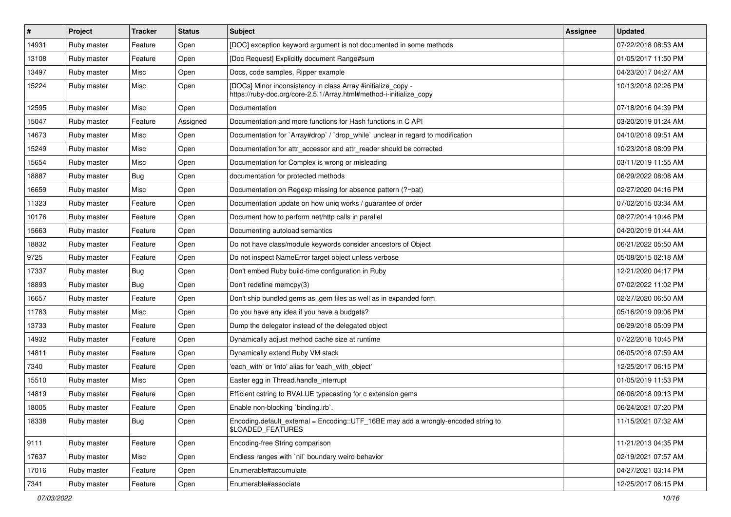| # | Project | Tracker | Status | Subject | Assignee | Updated |
|---|---|---|---|---|---|---|
| 14931 | Ruby master | Feature | Open | [DOC] exception keyword argument is not documented in some methods | | 07/22/2018 08:53 AM |
| 13108 | Ruby master | Feature | Open | [Doc Request] Explicitly document Range#sum | | 01/05/2017 11:50 PM |
| 13497 | Ruby master | Misc | Open | Docs, code samples, Ripper example | | 04/23/2017 04:27 AM |
| 15224 | Ruby master | Misc | Open | [DOCs] Minor inconsistency in class Array #initialize_copy - https://ruby-doc.org/core-2.5.1/Array.html#method-i-initialize_copy | | 10/13/2018 02:26 PM |
| 12595 | Ruby master | Misc | Open | Documentation | | 07/18/2016 04:39 PM |
| 15047 | Ruby master | Feature | Assigned | Documentation and more functions for Hash functions in C API | | 03/20/2019 01:24 AM |
| 14673 | Ruby master | Misc | Open | Documentation for `Array#drop` / `drop_while` unclear in regard to modification | | 04/10/2018 09:51 AM |
| 15249 | Ruby master | Misc | Open | Documentation for attr_accessor and attr_reader should be corrected | | 10/23/2018 08:09 PM |
| 15654 | Ruby master | Misc | Open | Documentation for Complex is wrong or misleading | | 03/11/2019 11:55 AM |
| 18887 | Ruby master | Bug | Open | documentation for protected methods | | 06/29/2022 08:08 AM |
| 16659 | Ruby master | Misc | Open | Documentation on Regexp missing for absence pattern (?~pat) | | 02/27/2020 04:16 PM |
| 11323 | Ruby master | Feature | Open | Documentation update on how uniq works / guarantee of order | | 07/02/2015 03:34 AM |
| 10176 | Ruby master | Feature | Open | Document how to perform net/http calls in parallel | | 08/27/2014 10:46 PM |
| 15663 | Ruby master | Feature | Open | Documenting autoload semantics | | 04/20/2019 01:44 AM |
| 18832 | Ruby master | Feature | Open | Do not have class/module keywords consider ancestors of Object | | 06/21/2022 05:50 AM |
| 9725 | Ruby master | Feature | Open | Do not inspect NameError target object unless verbose | | 05/08/2015 02:18 AM |
| 17337 | Ruby master | Bug | Open | Don't embed Ruby build-time configuration in Ruby | | 12/21/2020 04:17 PM |
| 18893 | Ruby master | Bug | Open | Don't redefine memcpy(3) | | 07/02/2022 11:02 PM |
| 16657 | Ruby master | Feature | Open | Don't ship bundled gems as .gem files as well as in expanded form | | 02/27/2020 06:50 AM |
| 11783 | Ruby master | Misc | Open | Do you have any idea if you have a budgets? | | 05/16/2019 09:06 PM |
| 13733 | Ruby master | Feature | Open | Dump the delegator instead of the delegated object | | 06/29/2018 05:09 PM |
| 14932 | Ruby master | Feature | Open | Dynamically adjust method cache size at runtime | | 07/22/2018 10:45 PM |
| 14811 | Ruby master | Feature | Open | Dynamically extend Ruby VM stack | | 06/05/2018 07:59 AM |
| 7340 | Ruby master | Feature | Open | 'each_with' or 'into' alias for 'each_with_object' | | 12/25/2017 06:15 PM |
| 15510 | Ruby master | Misc | Open | Easter egg in Thread.handle_interrupt | | 01/05/2019 11:53 PM |
| 14819 | Ruby master | Feature | Open | Efficient cstring to RVALUE typecasting for c extension gems | | 06/06/2018 09:13 PM |
| 18005 | Ruby master | Feature | Open | Enable non-blocking `binding.irb`. | | 06/24/2021 07:20 PM |
| 18338 | Ruby master | Bug | Open | Encoding.default_external = Encoding::UTF_16BE may add a wrongly-encoded string to $LOADED_FEATURES | | 11/15/2021 07:32 AM |
| 9111 | Ruby master | Feature | Open | Encoding-free String comparison | | 11/21/2013 04:35 PM |
| 17637 | Ruby master | Misc | Open | Endless ranges with `nil` boundary weird behavior | | 02/19/2021 07:57 AM |
| 17016 | Ruby master | Feature | Open | Enumerable#accumulate | | 04/27/2021 03:14 PM |
| 7341 | Ruby master | Feature | Open | Enumerable#associate | | 12/25/2017 06:15 PM |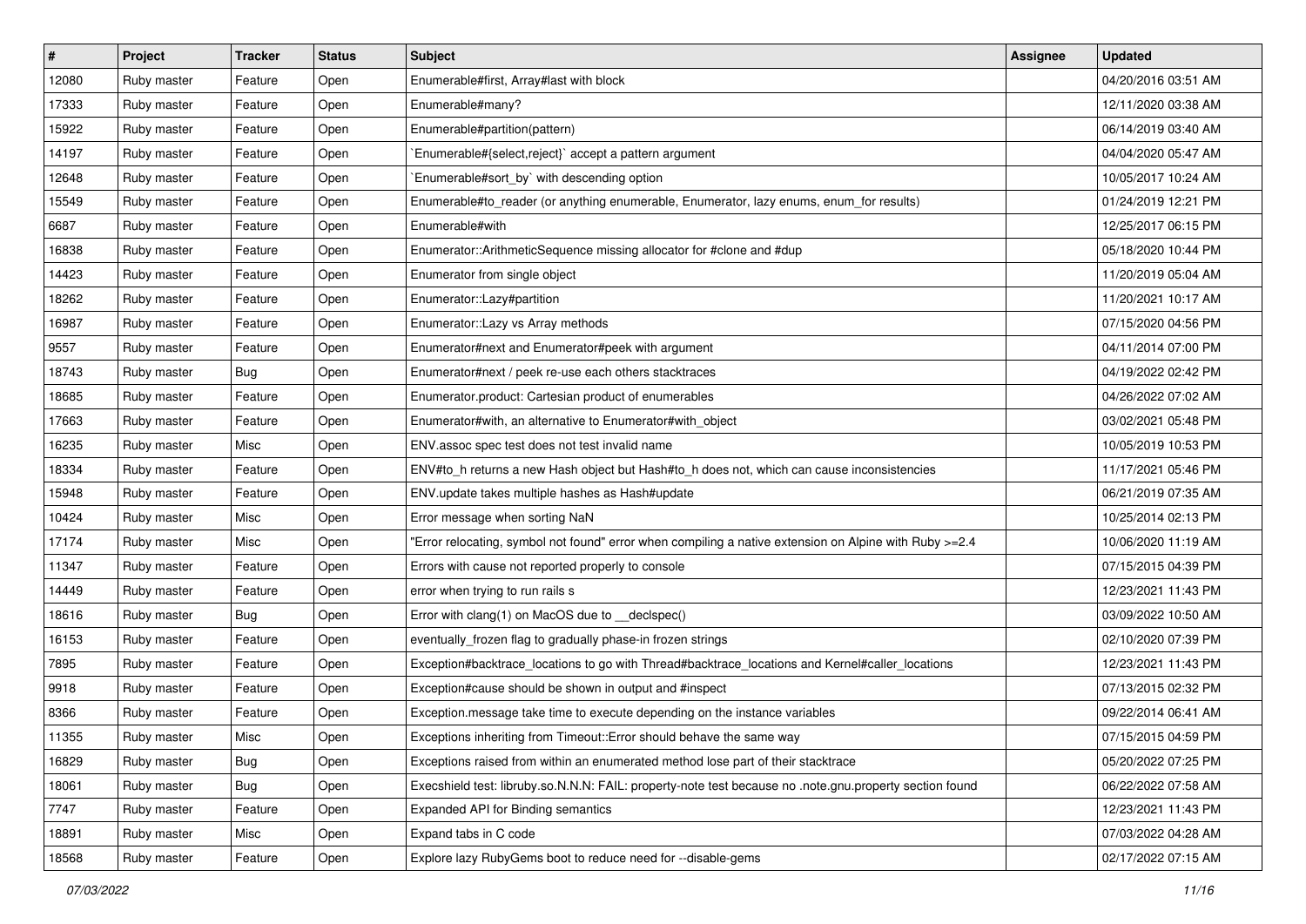| # | Project | Tracker | Status | Subject | Assignee | Updated |
|---|---|---|---|---|---|---|
| 12080 | Ruby master | Feature | Open | Enumerable#first, Array#last with block | | 04/20/2016 03:51 AM |
| 17333 | Ruby master | Feature | Open | Enumerable#many? | | 12/11/2020 03:38 AM |
| 15922 | Ruby master | Feature | Open | Enumerable#partition(pattern) | | 06/14/2019 03:40 AM |
| 14197 | Ruby master | Feature | Open | `Enumerable#{select,reject}` accept a pattern argument | | 04/04/2020 05:47 AM |
| 12648 | Ruby master | Feature | Open | `Enumerable#sort_by` with descending option | | 10/05/2017 10:24 AM |
| 15549 | Ruby master | Feature | Open | Enumerable#to_reader (or anything enumerable, Enumerator, lazy enums, enum_for results) | | 01/24/2019 12:21 PM |
| 6687 | Ruby master | Feature | Open | Enumerable#with | | 12/25/2017 06:15 PM |
| 16838 | Ruby master | Feature | Open | Enumerator::ArithmeticSequence missing allocator for #clone and #dup | | 05/18/2020 10:44 PM |
| 14423 | Ruby master | Feature | Open | Enumerator from single object | | 11/20/2019 05:04 AM |
| 18262 | Ruby master | Feature | Open | Enumerator::Lazy#partition | | 11/20/2021 10:17 AM |
| 16987 | Ruby master | Feature | Open | Enumerator::Lazy vs Array methods | | 07/15/2020 04:56 PM |
| 9557 | Ruby master | Feature | Open | Enumerator#next and Enumerator#peek with argument | | 04/11/2014 07:00 PM |
| 18743 | Ruby master | Bug | Open | Enumerator#next / peek re-use each others stacktraces | | 04/19/2022 02:42 PM |
| 18685 | Ruby master | Feature | Open | Enumerator.product: Cartesian product of enumerables | | 04/26/2022 07:02 AM |
| 17663 | Ruby master | Feature | Open | Enumerator#with, an alternative to Enumerator#with_object | | 03/02/2021 05:48 PM |
| 16235 | Ruby master | Misc | Open | ENV.assoc spec test does not test invalid name | | 10/05/2019 10:53 PM |
| 18334 | Ruby master | Feature | Open | ENV#to_h returns a new Hash object but Hash#to_h does not, which can cause inconsistencies | | 11/17/2021 05:46 PM |
| 15948 | Ruby master | Feature | Open | ENV.update takes multiple hashes as Hash#update | | 06/21/2019 07:35 AM |
| 10424 | Ruby master | Misc | Open | Error message when sorting NaN | | 10/25/2014 02:13 PM |
| 17174 | Ruby master | Misc | Open | "Error relocating, symbol not found" error when compiling a native extension on Alpine with Ruby >=2.4 | | 10/06/2020 11:19 AM |
| 11347 | Ruby master | Feature | Open | Errors with cause not reported properly to console | | 07/15/2015 04:39 PM |
| 14449 | Ruby master | Feature | Open | error when trying to run rails s | | 12/23/2021 11:43 PM |
| 18616 | Ruby master | Bug | Open | Error with clang(1) on MacOS due to __declspec() | | 03/09/2022 10:50 AM |
| 16153 | Ruby master | Feature | Open | eventually_frozen flag to gradually phase-in frozen strings | | 02/10/2020 07:39 PM |
| 7895 | Ruby master | Feature | Open | Exception#backtrace_locations to go with Thread#backtrace_locations and Kernel#caller_locations | | 12/23/2021 11:43 PM |
| 9918 | Ruby master | Feature | Open | Exception#cause should be shown in output and #inspect | | 07/13/2015 02:32 PM |
| 8366 | Ruby master | Feature | Open | Exception.message take time to execute depending on the instance variables | | 09/22/2014 06:41 AM |
| 11355 | Ruby master | Misc | Open | Exceptions inheriting from Timeout::Error should behave the same way | | 07/15/2015 04:59 PM |
| 16829 | Ruby master | Bug | Open | Exceptions raised from within an enumerated method lose part of their stacktrace | | 05/20/2022 07:25 PM |
| 18061 | Ruby master | Bug | Open | Execshield test: libruby.so.N.N.N: FAIL: property-note test because no .note.gnu.property section found | | 06/22/2022 07:58 AM |
| 7747 | Ruby master | Feature | Open | Expanded API for Binding semantics | | 12/23/2021 11:43 PM |
| 18891 | Ruby master | Misc | Open | Expand tabs in C code | | 07/03/2022 04:28 AM |
| 18568 | Ruby master | Feature | Open | Explore lazy RubyGems boot to reduce need for --disable-gems | | 02/17/2022 07:15 AM |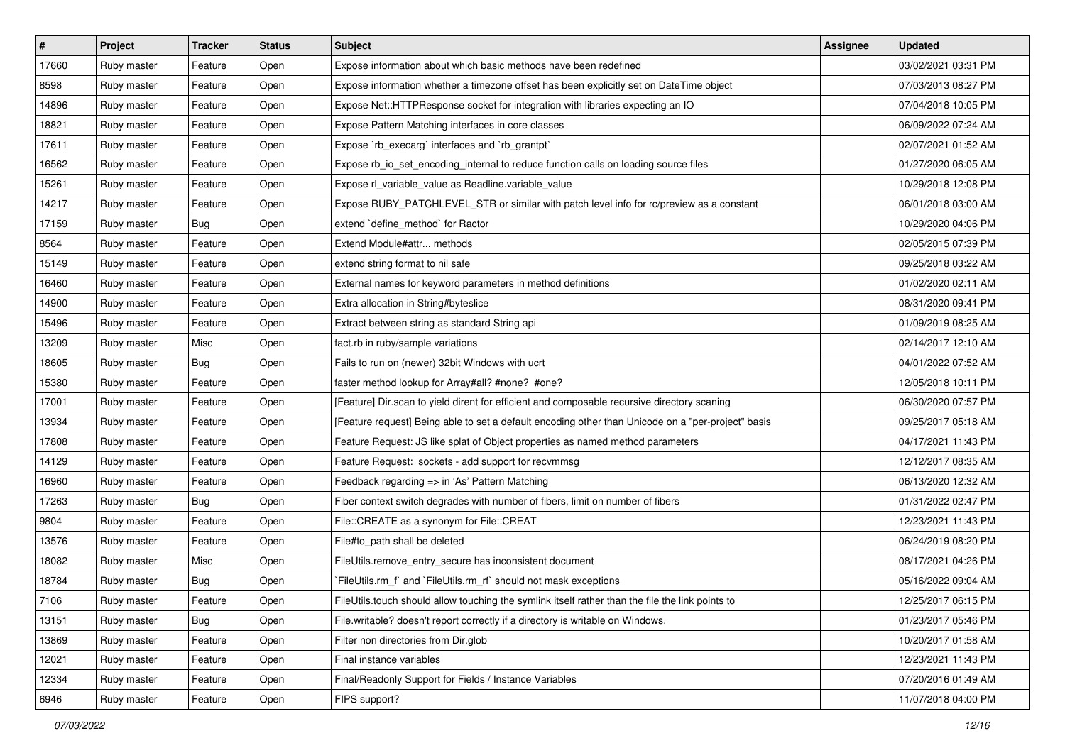| # | Project | Tracker | Status | Subject | Assignee | Updated |
|---|---|---|---|---|---|---|
| 17660 | Ruby master | Feature | Open | Expose information about which basic methods have been redefined | | 03/02/2021 03:31 PM |
| 8598 | Ruby master | Feature | Open | Expose information whether a timezone offset has been explicitly set on DateTime object | | 07/03/2013 08:27 PM |
| 14896 | Ruby master | Feature | Open | Expose Net::HTTPResponse socket for integration with libraries expecting an IO | | 07/04/2018 10:05 PM |
| 18821 | Ruby master | Feature | Open | Expose Pattern Matching interfaces in core classes | | 06/09/2022 07:24 AM |
| 17611 | Ruby master | Feature | Open | Expose `rb_execarg` interfaces and `rb_grantpt` | | 02/07/2021 01:52 AM |
| 16562 | Ruby master | Feature | Open | Expose rb_io_set_encoding_internal to reduce function calls on loading source files | | 01/27/2020 06:05 AM |
| 15261 | Ruby master | Feature | Open | Expose rl_variable_value as Readline.variable_value | | 10/29/2018 12:08 PM |
| 14217 | Ruby master | Feature | Open | Expose RUBY_PATCHLEVEL_STR or similar with patch level info for rc/preview as a constant | | 06/01/2018 03:00 AM |
| 17159 | Ruby master | Bug | Open | extend `define_method` for Ractor | | 10/29/2020 04:06 PM |
| 8564 | Ruby master | Feature | Open | Extend Module#attr... methods | | 02/05/2015 07:39 PM |
| 15149 | Ruby master | Feature | Open | extend string format to nil safe | | 09/25/2018 03:22 AM |
| 16460 | Ruby master | Feature | Open | External names for keyword parameters in method definitions | | 01/02/2020 02:11 AM |
| 14900 | Ruby master | Feature | Open | Extra allocation in String#byteslice | | 08/31/2020 09:41 PM |
| 15496 | Ruby master | Feature | Open | Extract between string as standard String api | | 01/09/2019 08:25 AM |
| 13209 | Ruby master | Misc | Open | fact.rb in ruby/sample variations | | 02/14/2017 12:10 AM |
| 18605 | Ruby master | Bug | Open | Fails to run on (newer) 32bit Windows with ucrt | | 04/01/2022 07:52 AM |
| 15380 | Ruby master | Feature | Open | faster method lookup for Array#all? #none? #one? | | 12/05/2018 10:11 PM |
| 17001 | Ruby master | Feature | Open | [Feature] Dir.scan to yield dirent for efficient and composable recursive directory scaning | | 06/30/2020 07:57 PM |
| 13934 | Ruby master | Feature | Open | [Feature request] Being able to set a default encoding other than Unicode on a "per-project" basis | | 09/25/2017 05:18 AM |
| 17808 | Ruby master | Feature | Open | Feature Request: JS like splat of Object properties as named method parameters | | 04/17/2021 11:43 PM |
| 14129 | Ruby master | Feature | Open | Feature Request: sockets - add support for recvmmsg | | 12/12/2017 08:35 AM |
| 16960 | Ruby master | Feature | Open | Feedback regarding => in 'As' Pattern Matching | | 06/13/2020 12:32 AM |
| 17263 | Ruby master | Bug | Open | Fiber context switch degrades with number of fibers, limit on number of fibers | | 01/31/2022 02:47 PM |
| 9804 | Ruby master | Feature | Open | File::CREATE as a synonym for File::CREAT | | 12/23/2021 11:43 PM |
| 13576 | Ruby master | Feature | Open | File#to_path shall be deleted | | 06/24/2019 08:20 PM |
| 18082 | Ruby master | Misc | Open | FileUtils.remove_entry_secure has inconsistent document | | 08/17/2021 04:26 PM |
| 18784 | Ruby master | Bug | Open | `FileUtils.rm_f` and `FileUtils.rm_rf` should not mask exceptions | | 05/16/2022 09:04 AM |
| 7106 | Ruby master | Feature | Open | FileUtils.touch should allow touching the symlink itself rather than the file the link points to | | 12/25/2017 06:15 PM |
| 13151 | Ruby master | Bug | Open | File.writable? doesn't report correctly if a directory is writable on Windows. | | 01/23/2017 05:46 PM |
| 13869 | Ruby master | Feature | Open | Filter non directories from Dir.glob | | 10/20/2017 01:58 AM |
| 12021 | Ruby master | Feature | Open | Final instance variables | | 12/23/2021 11:43 PM |
| 12334 | Ruby master | Feature | Open | Final/Readonly Support for Fields / Instance Variables | | 07/20/2016 01:49 AM |
| 6946 | Ruby master | Feature | Open | FIPS support? | | 11/07/2018 04:00 PM |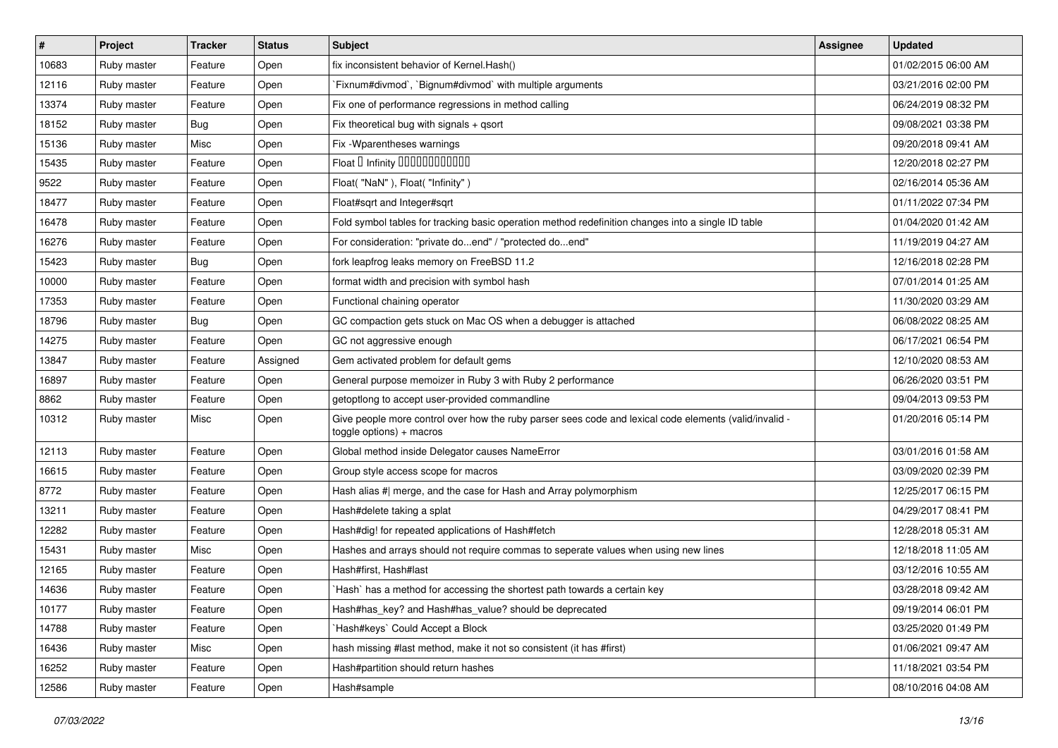| # | Project | Tracker | Status | Subject | Assignee | Updated |
|---|---|---|---|---|---|---|
| 10683 | Ruby master | Feature | Open | fix inconsistent behavior of Kernel.Hash() | | 01/02/2015 06:00 AM |
| 12116 | Ruby master | Feature | Open | `Fixnum#divmod`, `Bignum#divmod` with multiple arguments | | 03/21/2016 02:00 PM |
| 13374 | Ruby master | Feature | Open | Fix one of performance regressions in method calling | | 06/24/2019 08:32 PM |
| 18152 | Ruby master | Bug | Open | Fix theoretical bug with signals + qsort | | 09/08/2021 03:38 PM |
| 15136 | Ruby master | Misc | Open | Fix -Wparentheses warnings | | 09/20/2018 09:41 AM |
| 15435 | Ruby master | Feature | Open | Float � Infinity ������������ | | 12/20/2018 02:27 PM |
| 9522 | Ruby master | Feature | Open | Float( "NaN" ), Float( "Infinity" ) | | 02/16/2014 05:36 AM |
| 18477 | Ruby master | Feature | Open | Float#sqrt and Integer#sqrt | | 01/11/2022 07:34 PM |
| 16478 | Ruby master | Feature | Open | Fold symbol tables for tracking basic operation method redefinition changes into a single ID table | | 01/04/2020 01:42 AM |
| 16276 | Ruby master | Feature | Open | For consideration: "private do...end" / "protected do...end" | | 11/19/2019 04:27 AM |
| 15423 | Ruby master | Bug | Open | fork leapfrog leaks memory on FreeBSD 11.2 | | 12/16/2018 02:28 PM |
| 10000 | Ruby master | Feature | Open | format width and precision with symbol hash | | 07/01/2014 01:25 AM |
| 17353 | Ruby master | Feature | Open | Functional chaining operator | | 11/30/2020 03:29 AM |
| 18796 | Ruby master | Bug | Open | GC compaction gets stuck on Mac OS when a debugger is attached | | 06/08/2022 08:25 AM |
| 14275 | Ruby master | Feature | Open | GC not aggressive enough | | 06/17/2021 06:54 PM |
| 13847 | Ruby master | Feature | Assigned | Gem activated problem for default gems | | 12/10/2020 08:53 AM |
| 16897 | Ruby master | Feature | Open | General purpose memoizer in Ruby 3 with Ruby 2 performance | | 06/26/2020 03:51 PM |
| 8862 | Ruby master | Feature | Open | getoptlong to accept user-provided commandline | | 09/04/2013 09:53 PM |
| 10312 | Ruby master | Misc | Open | Give people more control over how the ruby parser sees code and lexical code elements (valid/invalid - toggle options) + macros | | 01/20/2016 05:14 PM |
| 12113 | Ruby master | Feature | Open | Global method inside Delegator causes NameError | | 03/01/2016 01:58 AM |
| 16615 | Ruby master | Feature | Open | Group style access scope for macros | | 03/09/2020 02:39 PM |
| 8772 | Ruby master | Feature | Open | Hash alias #\| merge, and the case for Hash and Array polymorphism | | 12/25/2017 06:15 PM |
| 13211 | Ruby master | Feature | Open | Hash#delete taking a splat | | 04/29/2017 08:41 PM |
| 12282 | Ruby master | Feature | Open | Hash#dig! for repeated applications of Hash#fetch | | 12/28/2018 05:31 AM |
| 15431 | Ruby master | Misc | Open | Hashes and arrays should not require commas to seperate values when using new lines | | 12/18/2018 11:05 AM |
| 12165 | Ruby master | Feature | Open | Hash#first, Hash#last | | 03/12/2016 10:55 AM |
| 14636 | Ruby master | Feature | Open | `Hash` has a method for accessing the shortest path towards a certain key | | 03/28/2018 09:42 AM |
| 10177 | Ruby master | Feature | Open | Hash#has_key? and Hash#has_value? should be deprecated | | 09/19/2014 06:01 PM |
| 14788 | Ruby master | Feature | Open | `Hash#keys` Could Accept a Block | | 03/25/2020 01:49 PM |
| 16436 | Ruby master | Misc | Open | hash missing #last method, make it not so consistent (it has #first) | | 01/06/2021 09:47 AM |
| 16252 | Ruby master | Feature | Open | Hash#partition should return hashes | | 11/18/2021 03:54 PM |
| 12586 | Ruby master | Feature | Open | Hash#sample | | 08/10/2016 04:08 AM |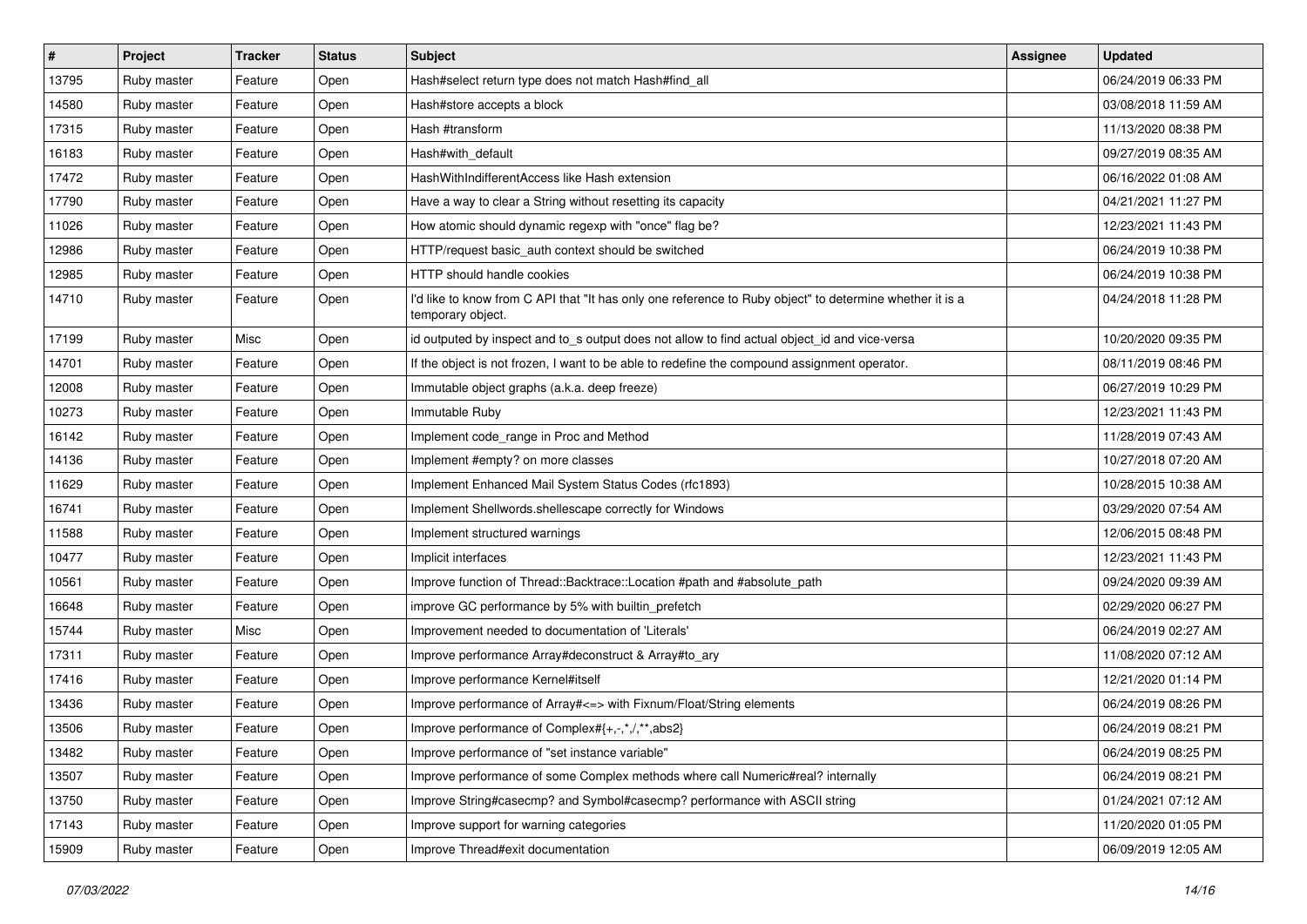| # | Project | Tracker | Status | Subject | Assignee | Updated |
|---|---|---|---|---|---|---|
| 13795 | Ruby master | Feature | Open | Hash#select return type does not match Hash#find_all | | 06/24/2019 06:33 PM |
| 14580 | Ruby master | Feature | Open | Hash#store accepts a block | | 03/08/2018 11:59 AM |
| 17315 | Ruby master | Feature | Open | Hash #transform | | 11/13/2020 08:38 PM |
| 16183 | Ruby master | Feature | Open | Hash#with_default | | 09/27/2019 08:35 AM |
| 17472 | Ruby master | Feature | Open | HashWithIndifferentAccess like Hash extension | | 06/16/2022 01:08 AM |
| 17790 | Ruby master | Feature | Open | Have a way to clear a String without resetting its capacity | | 04/21/2021 11:27 PM |
| 11026 | Ruby master | Feature | Open | How atomic should dynamic regexp with "once" flag be? | | 12/23/2021 11:43 PM |
| 12986 | Ruby master | Feature | Open | HTTP/request basic_auth context should be switched | | 06/24/2019 10:38 PM |
| 12985 | Ruby master | Feature | Open | HTTP should handle cookies | | 06/24/2019 10:38 PM |
| 14710 | Ruby master | Feature | Open | I'd like to know from C API that "It has only one reference to Ruby object" to determine whether it is a temporary object. | | 04/24/2018 11:28 PM |
| 17199 | Ruby master | Misc | Open | id outputed by inspect and to_s output does not allow to find actual object_id and vice-versa | | 10/20/2020 09:35 PM |
| 14701 | Ruby master | Feature | Open | If the object is not frozen, I want to be able to redefine the compound assignment operator. | | 08/11/2019 08:46 PM |
| 12008 | Ruby master | Feature | Open | Immutable object graphs (a.k.a. deep freeze) | | 06/27/2019 10:29 PM |
| 10273 | Ruby master | Feature | Open | Immutable Ruby | | 12/23/2021 11:43 PM |
| 16142 | Ruby master | Feature | Open | Implement code_range in Proc and Method | | 11/28/2019 07:43 AM |
| 14136 | Ruby master | Feature | Open | Implement #empty? on more classes | | 10/27/2018 07:20 AM |
| 11629 | Ruby master | Feature | Open | Implement Enhanced Mail System Status Codes (rfc1893) | | 10/28/2015 10:38 AM |
| 16741 | Ruby master | Feature | Open | Implement Shellwords.shellescape correctly for Windows | | 03/29/2020 07:54 AM |
| 11588 | Ruby master | Feature | Open | Implement structured warnings | | 12/06/2015 08:48 PM |
| 10477 | Ruby master | Feature | Open | Implicit interfaces | | 12/23/2021 11:43 PM |
| 10561 | Ruby master | Feature | Open | Improve function of Thread::Backtrace::Location #path and #absolute_path | | 09/24/2020 09:39 AM |
| 16648 | Ruby master | Feature | Open | improve GC performance by 5% with builtin_prefetch | | 02/29/2020 06:27 PM |
| 15744 | Ruby master | Misc | Open | Improvement needed to documentation of 'Literals' | | 06/24/2019 02:27 AM |
| 17311 | Ruby master | Feature | Open | Improve performance Array#deconstruct & Array#to_ary | | 11/08/2020 07:12 AM |
| 17416 | Ruby master | Feature | Open | Improve performance Kernel#itself | | 12/21/2020 01:14 PM |
| 13436 | Ruby master | Feature | Open | Improve performance of Array#<=> with Fixnum/Float/String elements | | 06/24/2019 08:26 PM |
| 13506 | Ruby master | Feature | Open | Improve performance of Complex#{+,-,*,/,**,abs2} | | 06/24/2019 08:21 PM |
| 13482 | Ruby master | Feature | Open | Improve performance of "set instance variable" | | 06/24/2019 08:25 PM |
| 13507 | Ruby master | Feature | Open | Improve performance of some Complex methods where call Numeric#real? internally | | 06/24/2019 08:21 PM |
| 13750 | Ruby master | Feature | Open | Improve String#casecmp? and Symbol#casecmp? performance with ASCII string | | 01/24/2021 07:12 AM |
| 17143 | Ruby master | Feature | Open | Improve support for warning categories | | 11/20/2020 01:05 PM |
| 15909 | Ruby master | Feature | Open | Improve Thread#exit documentation | | 06/09/2019 12:05 AM |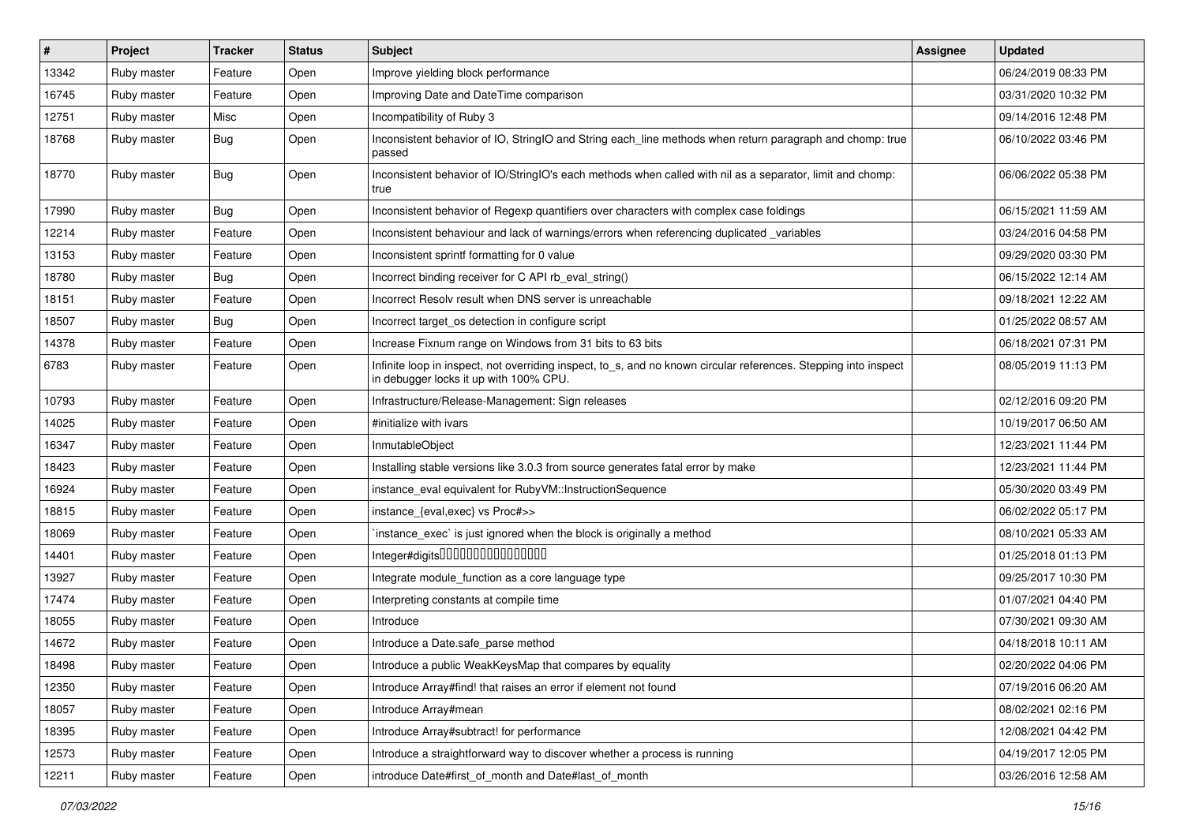| # | Project | Tracker | Status | Subject | Assignee | Updated |
|---|---|---|---|---|---|---|
| 13342 | Ruby master | Feature | Open | Improve yielding block performance | | 06/24/2019 08:33 PM |
| 16745 | Ruby master | Feature | Open | Improving Date and DateTime comparison | | 03/31/2020 10:32 PM |
| 12751 | Ruby master | Misc | Open | Incompatibility of Ruby 3 | | 09/14/2016 12:48 PM |
| 18768 | Ruby master | Bug | Open | Inconsistent behavior of IO, StringIO and String each_line methods when return paragraph and chomp: true passed | | 06/10/2022 03:46 PM |
| 18770 | Ruby master | Bug | Open | Inconsistent behavior of IO/StringIO's each methods when called with nil as a separator, limit and chomp: true | | 06/06/2022 05:38 PM |
| 17990 | Ruby master | Bug | Open | Inconsistent behavior of Regexp quantifiers over characters with complex case foldings | | 06/15/2021 11:59 AM |
| 12214 | Ruby master | Feature | Open | Inconsistent behaviour and lack of warnings/errors when referencing duplicated _variables | | 03/24/2016 04:58 PM |
| 13153 | Ruby master | Feature | Open | Inconsistent sprintf formatting for 0 value | | 09/29/2020 03:30 PM |
| 18780 | Ruby master | Bug | Open | Incorrect binding receiver for C API rb_eval_string() | | 06/15/2022 12:14 AM |
| 18151 | Ruby master | Feature | Open | Incorrect Resolv result when DNS server is unreachable | | 09/18/2021 12:22 AM |
| 18507 | Ruby master | Bug | Open | Incorrect target_os detection in configure script | | 01/25/2022 08:57 AM |
| 14378 | Ruby master | Feature | Open | Increase Fixnum range on Windows from 31 bits to 63 bits | | 06/18/2021 07:31 PM |
| 6783 | Ruby master | Feature | Open | Infinite loop in inspect, not overriding inspect, to_s, and no known circular references. Stepping into inspect in debugger locks it up with 100% CPU. | | 08/05/2019 11:13 PM |
| 10793 | Ruby master | Feature | Open | Infrastructure/Release-Management: Sign releases | | 02/12/2016 09:20 PM |
| 14025 | Ruby master | Feature | Open | #initialize with ivars | | 10/19/2017 06:50 AM |
| 16347 | Ruby master | Feature | Open | InmutableObject | | 12/23/2021 11:44 PM |
| 18423 | Ruby master | Feature | Open | Installing stable versions like 3.0.3 from source generates fatal error by make | | 12/23/2021 11:44 PM |
| 16924 | Ruby master | Feature | Open | instance_eval equivalent for RubyVM::InstructionSequence | | 05/30/2020 03:49 PM |
| 18815 | Ruby master | Feature | Open | instance_{eval,exec} vs Proc#>> | | 06/02/2022 05:17 PM |
| 18069 | Ruby master | Feature | Open | `instance_exec` is just ignored when the block is originally a method | | 08/10/2021 05:33 AM |
| 14401 | Ruby master | Feature | Open | Integer#digits□□□□□□□□□□□□□□□□ | | 01/25/2018 01:13 PM |
| 13927 | Ruby master | Feature | Open | Integrate module_function as a core language type | | 09/25/2017 10:30 PM |
| 17474 | Ruby master | Feature | Open | Interpreting constants at compile time | | 01/07/2021 04:40 PM |
| 18055 | Ruby master | Feature | Open | Introduce | | 07/30/2021 09:30 AM |
| 14672 | Ruby master | Feature | Open | Introduce a Date.safe_parse method | | 04/18/2018 10:11 AM |
| 18498 | Ruby master | Feature | Open | Introduce a public WeakKeysMap that compares by equality | | 02/20/2022 04:06 PM |
| 12350 | Ruby master | Feature | Open | Introduce Array#find! that raises an error if element not found | | 07/19/2016 06:20 AM |
| 18057 | Ruby master | Feature | Open | Introduce Array#mean | | 08/02/2021 02:16 PM |
| 18395 | Ruby master | Feature | Open | Introduce Array#subtract! for performance | | 12/08/2021 04:42 PM |
| 12573 | Ruby master | Feature | Open | Introduce a straightforward way to discover whether a process is running | | 04/19/2017 12:05 PM |
| 12211 | Ruby master | Feature | Open | introduce Date#first_of_month and Date#last_of_month | | 03/26/2016 12:58 AM |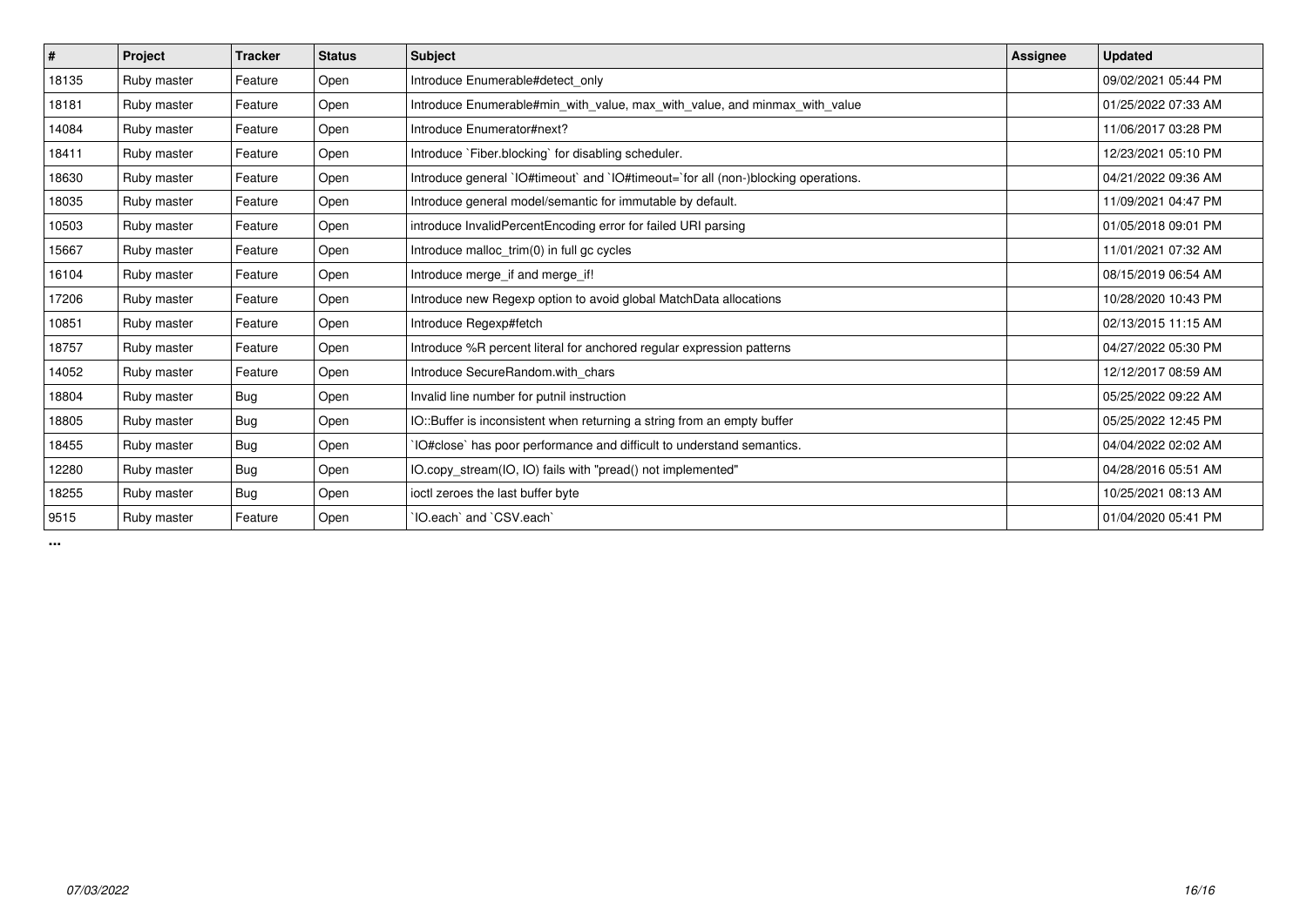| # | Project | Tracker | Status | Subject | Assignee | Updated |
|---|---|---|---|---|---|---|
| 18135 | Ruby master | Feature | Open | Introduce Enumerable#detect_only | | 09/02/2021 05:44 PM |
| 18181 | Ruby master | Feature | Open | Introduce Enumerable#min_with_value, max_with_value, and minmax_with_value | | 01/25/2022 07:33 AM |
| 14084 | Ruby master | Feature | Open | Introduce Enumerator#next? | | 11/06/2017 03:28 PM |
| 18411 | Ruby master | Feature | Open | Introduce `Fiber.blocking` for disabling scheduler. | | 12/23/2021 05:10 PM |
| 18630 | Ruby master | Feature | Open | Introduce general `IO#timeout` and `IO#timeout=`for all (non-)blocking operations. | | 04/21/2022 09:36 AM |
| 18035 | Ruby master | Feature | Open | Introduce general model/semantic for immutable by default. | | 11/09/2021 04:47 PM |
| 10503 | Ruby master | Feature | Open | introduce InvalidPercentEncoding error for failed URI parsing | | 01/05/2018 09:01 PM |
| 15667 | Ruby master | Feature | Open | Introduce malloc_trim(0) in full gc cycles | | 11/01/2021 07:32 AM |
| 16104 | Ruby master | Feature | Open | Introduce merge_if and merge_if! | | 08/15/2019 06:54 AM |
| 17206 | Ruby master | Feature | Open | Introduce new Regexp option to avoid global MatchData allocations | | 10/28/2020 10:43 PM |
| 10851 | Ruby master | Feature | Open | Introduce Regexp#fetch | | 02/13/2015 11:15 AM |
| 18757 | Ruby master | Feature | Open | Introduce %R percent literal for anchored regular expression patterns | | 04/27/2022 05:30 PM |
| 14052 | Ruby master | Feature | Open | Introduce SecureRandom.with_chars | | 12/12/2017 08:59 AM |
| 18804 | Ruby master | Bug | Open | Invalid line number for putnil instruction | | 05/25/2022 09:22 AM |
| 18805 | Ruby master | Bug | Open | IO::Buffer is inconsistent when returning a string from an empty buffer | | 05/25/2022 12:45 PM |
| 18455 | Ruby master | Bug | Open | `IO#close` has poor performance and difficult to understand semantics. | | 04/04/2022 02:02 AM |
| 12280 | Ruby master | Bug | Open | IO.copy_stream(IO, IO) fails with "pread() not implemented" | | 04/28/2016 05:51 AM |
| 18255 | Ruby master | Bug | Open | ioctl zeroes the last buffer byte | | 10/25/2021 08:13 AM |
| 9515 | Ruby master | Feature | Open | `IO.each` and `CSV.each` | | 01/04/2020 05:41 PM |

...